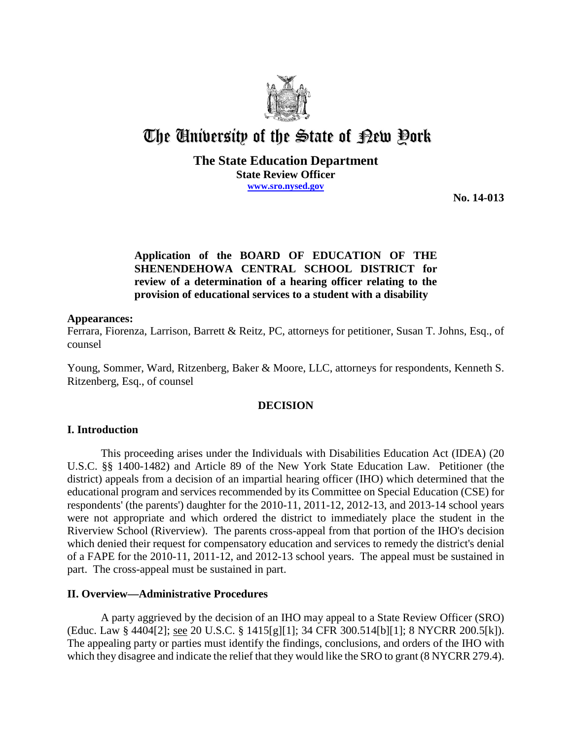# The University of the State of New York

**The State Education Department**
**State Review Officer**
**www.sro.nysed.gov**

**No. 14-013**

**Application of the BOARD OF EDUCATION OF THE SHENENDEHOWA CENTRAL SCHOOL DISTRICT for review of a determination of a hearing officer relating to the provision of educational services to a student with a disability**

**Appearances:**

Ferrara, Fiorenza, Larrison, Barrett & Reitz, PC, attorneys for petitioner, Susan T. Johns, Esq., of counsel

Young, Sommer, Ward, Ritzenberg, Baker & Moore, LLC, attorneys for respondents, Kenneth S. Ritzenberg, Esq., of counsel

## DECISION

## I. Introduction

This proceeding arises under the Individuals with Disabilities Education Act (IDEA) (20 U.S.C. §§ 1400-1482) and Article 89 of the New York State Education Law. Petitioner (the district) appeals from a decision of an impartial hearing officer (IHO) which determined that the educational program and services recommended by its Committee on Special Education (CSE) for respondents' (the parents') daughter for the 2010-11, 2011-12, 2012-13, and 2013-14 school years were not appropriate and which ordered the district to immediately place the student in the Riverview School (Riverview). The parents cross-appeal from that portion of the IHO's decision which denied their request for compensatory education and services to remedy the district's denial of a FAPE for the 2010-11, 2011-12, and 2012-13 school years. The appeal must be sustained in part. The cross-appeal must be sustained in part.

## II. Overview—Administrative Procedures

A party aggrieved by the decision of an IHO may appeal to a State Review Officer (SRO) (Educ. Law § 4404[2]; see 20 U.S.C. § 1415[g][1]; 34 CFR 300.514[b][1]; 8 NYCRR 200.5[k]). The appealing party or parties must identify the findings, conclusions, and orders of the IHO with which they disagree and indicate the relief that they would like the SRO to grant (8 NYCRR 279.4).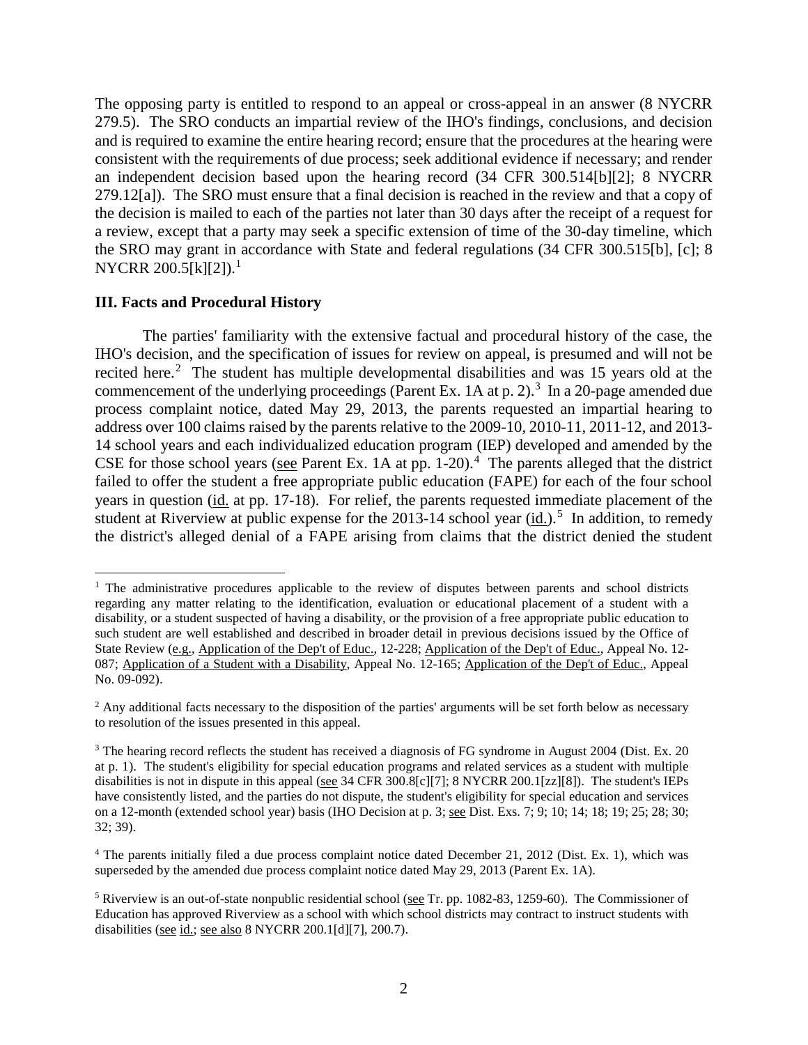The opposing party is entitled to respond to an appeal or cross-appeal in an answer (8 NYCRR 279.5). The SRO conducts an impartial review of the IHO's findings, conclusions, and decision and is required to examine the entire hearing record; ensure that the procedures at the hearing were consistent with the requirements of due process; seek additional evidence if necessary; and render an independent decision based upon the hearing record (34 CFR 300.514[b][2]; 8 NYCRR 279.12[a]). The SRO must ensure that a final decision is reached in the review and that a copy of the decision is mailed to each of the parties not later than 30 days after the receipt of a request for a review, except that a party may seek a specific extension of time of the 30-day timeline, which the SRO may grant in accordance with State and federal regulations (34 CFR 300.515[b], [c]; 8 NYCRR 200.5[k][2]).[1]

### III. Facts and Procedural History

The parties' familiarity with the extensive factual and procedural history of the case, the IHO's decision, and the specification of issues for review on appeal, is presumed and will not be recited here.[2] The student has multiple developmental disabilities and was 15 years old at the commencement of the underlying proceedings (Parent Ex. 1A at p. 2).[3] In a 20-page amended due process complaint notice, dated May 29, 2013, the parents requested an impartial hearing to address over 100 claims raised by the parents relative to the 2009-10, 2010-11, 2011-12, and 2013-14 school years and each individualized education program (IEP) developed and amended by the CSE for those school years (see Parent Ex. 1A at pp. 1-20).[4] The parents alleged that the district failed to offer the student a free appropriate public education (FAPE) for each of the four school years in question (id. at pp. 17-18). For relief, the parents requested immediate placement of the student at Riverview at public expense for the 2013-14 school year (id.).[5] In addition, to remedy the district's alleged denial of a FAPE arising from claims that the district denied the student

[1] The administrative procedures applicable to the review of disputes between parents and school districts regarding any matter relating to the identification, evaluation or educational placement of a student with a disability, or a student suspected of having a disability, or the provision of a free appropriate public education to such student are well established and described in broader detail in previous decisions issued by the Office of State Review (e.g., Application of the Dep't of Educ., 12-228; Application of the Dep't of Educ., Appeal No. 12-087; Application of a Student with a Disability, Appeal No. 12-165; Application of the Dep't of Educ., Appeal No. 09-092).

[2] Any additional facts necessary to the disposition of the parties' arguments will be set forth below as necessary to resolution of the issues presented in this appeal.

[3] The hearing record reflects the student has received a diagnosis of FG syndrome in August 2004 (Dist. Ex. 20 at p. 1). The student's eligibility for special education programs and related services as a student with multiple disabilities is not in dispute in this appeal (see 34 CFR 300.8[c][7]; 8 NYCRR 200.1[zz][8]). The student's IEPs have consistently listed, and the parties do not dispute, the student's eligibility for special education and services on a 12-month (extended school year) basis (IHO Decision at p. 3; see Dist. Exs. 7; 9; 10; 14; 18; 19; 25; 28; 30; 32; 39).

[4] The parents initially filed a due process complaint notice dated December 21, 2012 (Dist. Ex. 1), which was superseded by the amended due process complaint notice dated May 29, 2013 (Parent Ex. 1A).

[5] Riverview is an out-of-state nonpublic residential school (see Tr. pp. 1082-83, 1259-60). The Commissioner of Education has approved Riverview as a school with which school districts may contract to instruct students with disabilities (see id.; see also 8 NYCRR 200.1[d][7], 200.7).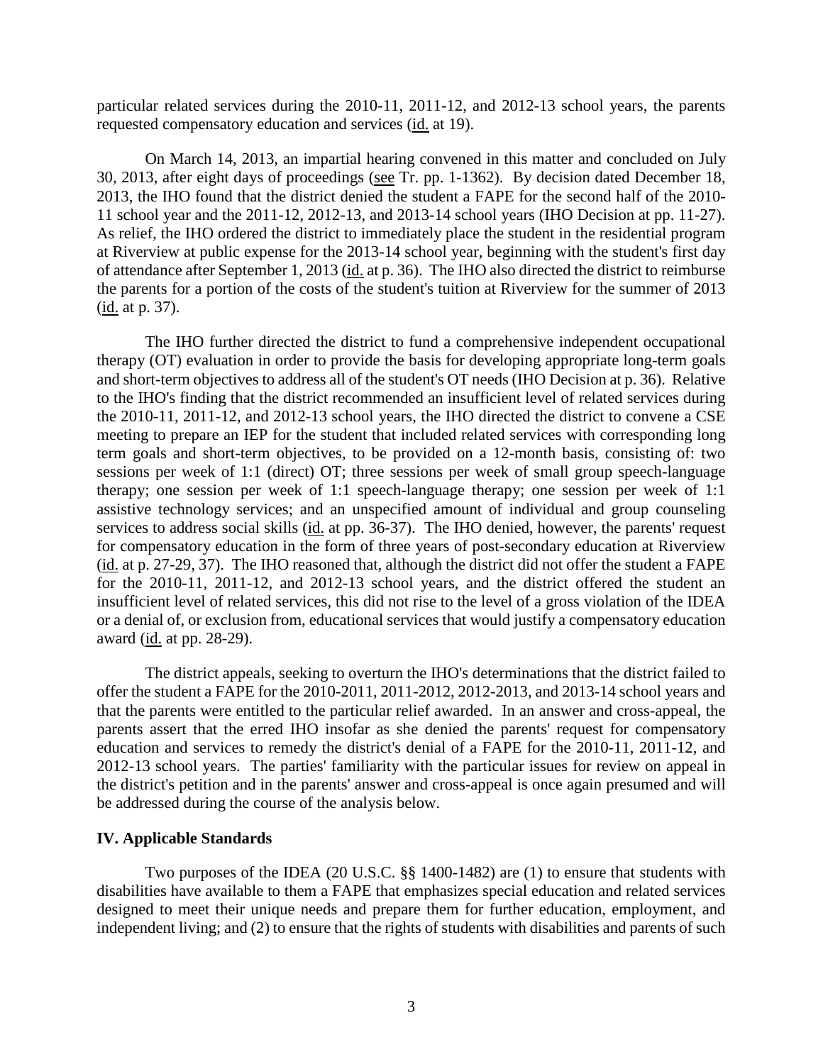particular related services during the 2010-11, 2011-12, and 2012-13 school years, the parents requested compensatory education and services (id. at 19).

On March 14, 2013, an impartial hearing convened in this matter and concluded on July 30, 2013, after eight days of proceedings (see Tr. pp. 1-1362). By decision dated December 18, 2013, the IHO found that the district denied the student a FAPE for the second half of the 2010-11 school year and the 2011-12, 2012-13, and 2013-14 school years (IHO Decision at pp. 11-27). As relief, the IHO ordered the district to immediately place the student in the residential program at Riverview at public expense for the 2013-14 school year, beginning with the student's first day of attendance after September 1, 2013 (id. at p. 36). The IHO also directed the district to reimburse the parents for a portion of the costs of the student's tuition at Riverview for the summer of 2013 (id. at p. 37).

The IHO further directed the district to fund a comprehensive independent occupational therapy (OT) evaluation in order to provide the basis for developing appropriate long-term goals and short-term objectives to address all of the student's OT needs (IHO Decision at p. 36). Relative to the IHO's finding that the district recommended an insufficient level of related services during the 2010-11, 2011-12, and 2012-13 school years, the IHO directed the district to convene a CSE meeting to prepare an IEP for the student that included related services with corresponding long term goals and short-term objectives, to be provided on a 12-month basis, consisting of: two sessions per week of 1:1 (direct) OT; three sessions per week of small group speech-language therapy; one session per week of 1:1 speech-language therapy; one session per week of 1:1 assistive technology services; and an unspecified amount of individual and group counseling services to address social skills (id. at pp. 36-37). The IHO denied, however, the parents' request for compensatory education in the form of three years of post-secondary education at Riverview (id. at p. 27-29, 37). The IHO reasoned that, although the district did not offer the student a FAPE for the 2010-11, 2011-12, and 2012-13 school years, and the district offered the student an insufficient level of related services, this did not rise to the level of a gross violation of the IDEA or a denial of, or exclusion from, educational services that would justify a compensatory education award (id. at pp. 28-29).

The district appeals, seeking to overturn the IHO's determinations that the district failed to offer the student a FAPE for the 2010-2011, 2011-2012, 2012-2013, and 2013-14 school years and that the parents were entitled to the particular relief awarded. In an answer and cross-appeal, the parents assert that the erred IHO insofar as she denied the parents' request for compensatory education and services to remedy the district's denial of a FAPE for the 2010-11, 2011-12, and 2012-13 school years. The parties' familiarity with the particular issues for review on appeal in the district's petition and in the parents' answer and cross-appeal is once again presumed and will be addressed during the course of the analysis below.

## IV. Applicable Standards

Two purposes of the IDEA (20 U.S.C. §§ 1400-1482) are (1) to ensure that students with disabilities have available to them a FAPE that emphasizes special education and related services designed to meet their unique needs and prepare them for further education, employment, and independent living; and (2) to ensure that the rights of students with disabilities and parents of such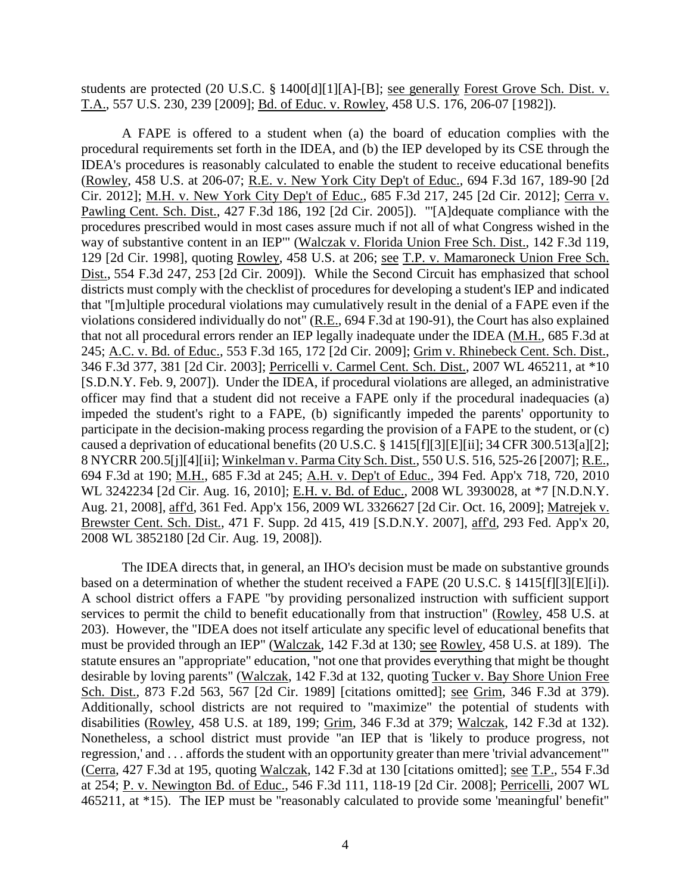students are protected (20 U.S.C. § 1400[d][1][A]-[B]; see generally Forest Grove Sch. Dist. v. T.A., 557 U.S. 230, 239 [2009]; Bd. of Educ. v. Rowley, 458 U.S. 176, 206-07 [1982]).

A FAPE is offered to a student when (a) the board of education complies with the procedural requirements set forth in the IDEA, and (b) the IEP developed by its CSE through the IDEA's procedures is reasonably calculated to enable the student to receive educational benefits (Rowley, 458 U.S. at 206-07; R.E. v. New York City Dep't of Educ., 694 F.3d 167, 189-90 [2d Cir. 2012]; M.H. v. New York City Dep't of Educ., 685 F.3d 217, 245 [2d Cir. 2012]; Cerra v. Pawling Cent. Sch. Dist., 427 F.3d 186, 192 [2d Cir. 2005]). "'[A]dequate compliance with the procedures prescribed would in most cases assure much if not all of what Congress wished in the way of substantive content in an IEP'" (Walczak v. Florida Union Free Sch. Dist., 142 F.3d 119, 129 [2d Cir. 1998], quoting Rowley, 458 U.S. at 206; see T.P. v. Mamaroneck Union Free Sch. Dist., 554 F.3d 247, 253 [2d Cir. 2009]). While the Second Circuit has emphasized that school districts must comply with the checklist of procedures for developing a student's IEP and indicated that "[m]ultiple procedural violations may cumulatively result in the denial of a FAPE even if the violations considered individually do not" (R.E., 694 F.3d at 190-91), the Court has also explained that not all procedural errors render an IEP legally inadequate under the IDEA (M.H., 685 F.3d at 245; A.C. v. Bd. of Educ., 553 F.3d 165, 172 [2d Cir. 2009]; Grim v. Rhinebeck Cent. Sch. Dist., 346 F.3d 377, 381 [2d Cir. 2003]; Perricelli v. Carmel Cent. Sch. Dist., 2007 WL 465211, at *10 [S.D.N.Y. Feb. 9, 2007]). Under the IDEA, if procedural violations are alleged, an administrative officer may find that a student did not receive a FAPE only if the procedural inadequacies (a) impeded the student's right to a FAPE, (b) significantly impeded the parents' opportunity to participate in the decision-making process regarding the provision of a FAPE to the student, or (c) caused a deprivation of educational benefits (20 U.S.C. § 1415[f][3][E][ii]; 34 CFR 300.513[a][2]; 8 NYCRR 200.5[j][4][ii]; Winkelman v. Parma City Sch. Dist., 550 U.S. 516, 525-26 [2007]; R.E., 694 F.3d at 190; M.H., 685 F.3d at 245; A.H. v. Dep't of Educ., 394 Fed. App'x 718, 720, 2010 WL 3242234 [2d Cir. Aug. 16, 2010]; E.H. v. Bd. of Educ., 2008 WL 3930028, at *7 [N.D.N.Y. Aug. 21, 2008], aff'd, 361 Fed. App'x 156, 2009 WL 3326627 [2d Cir. Oct. 16, 2009]; Matrejek v. Brewster Cent. Sch. Dist., 471 F. Supp. 2d 415, 419 [S.D.N.Y. 2007], aff'd, 293 Fed. App'x 20, 2008 WL 3852180 [2d Cir. Aug. 19, 2008]).

The IDEA directs that, in general, an IHO's decision must be made on substantive grounds based on a determination of whether the student received a FAPE (20 U.S.C. § 1415[f][3][E][i]). A school district offers a FAPE "by providing personalized instruction with sufficient support services to permit the child to benefit educationally from that instruction" (Rowley, 458 U.S. at 203). However, the "IDEA does not itself articulate any specific level of educational benefits that must be provided through an IEP" (Walczak, 142 F.3d at 130; see Rowley, 458 U.S. at 189). The statute ensures an "appropriate" education, "not one that provides everything that might be thought desirable by loving parents" (Walczak, 142 F.3d at 132, quoting Tucker v. Bay Shore Union Free Sch. Dist., 873 F.2d 563, 567 [2d Cir. 1989] [citations omitted]; see Grim, 346 F.3d at 379). Additionally, school districts are not required to "maximize" the potential of students with disabilities (Rowley, 458 U.S. at 189, 199; Grim, 346 F.3d at 379; Walczak, 142 F.3d at 132). Nonetheless, a school district must provide "an IEP that is 'likely to produce progress, not regression,' and . . . affords the student with an opportunity greater than mere 'trivial advancement'" (Cerra, 427 F.3d at 195, quoting Walczak, 142 F.3d at 130 [citations omitted]; see T.P., 554 F.3d at 254; P. v. Newington Bd. of Educ., 546 F.3d 111, 118-19 [2d Cir. 2008]; Perricelli, 2007 WL 465211, at *15). The IEP must be "reasonably calculated to provide some 'meaningful' benefit"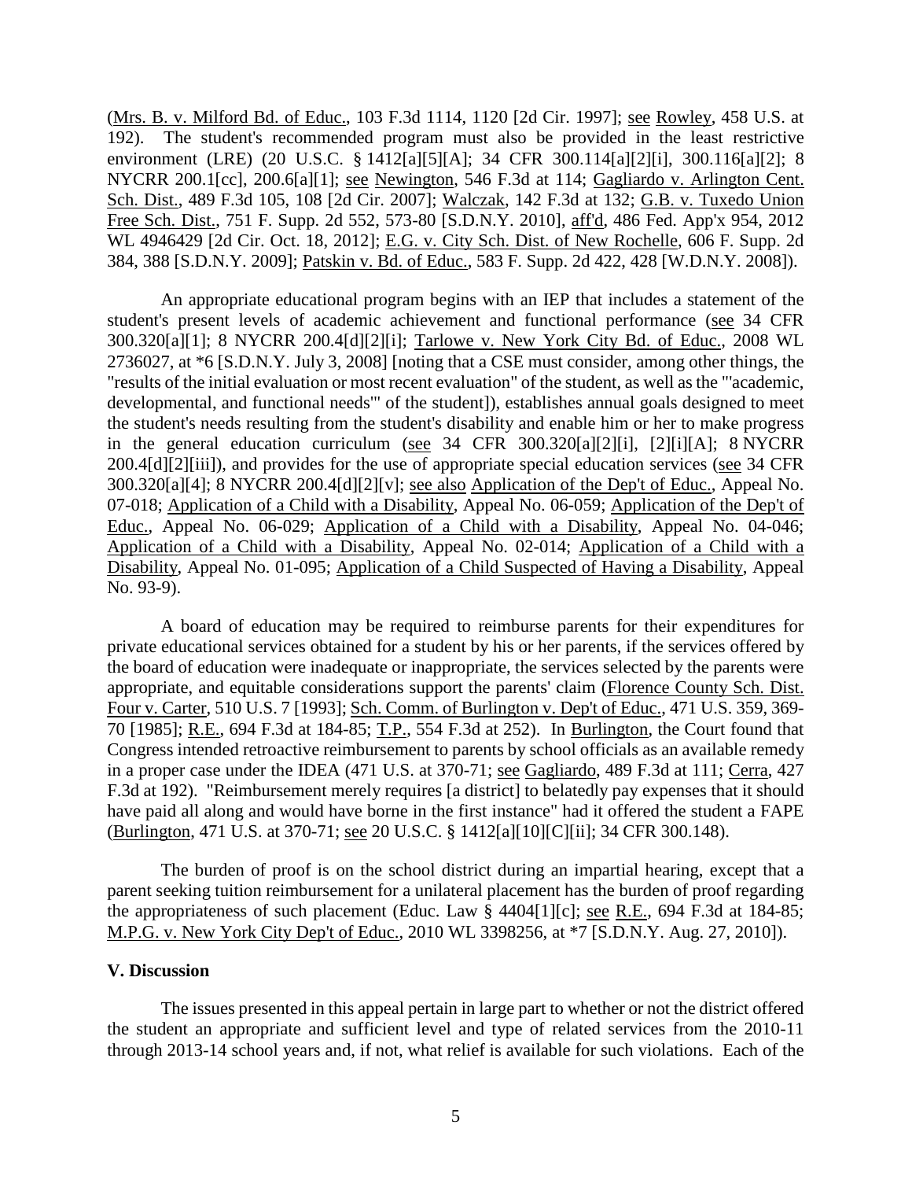(Mrs. B. v. Milford Bd. of Educ., 103 F.3d 1114, 1120 [2d Cir. 1997]; see Rowley, 458 U.S. at 192). The student's recommended program must also be provided in the least restrictive environment (LRE) (20 U.S.C. § 1412[a][5][A]; 34 CFR 300.114[a][2][i], 300.116[a][2]; 8 NYCRR 200.1[cc], 200.6[a][1]; see Newington, 546 F.3d at 114; Gagliardo v. Arlington Cent. Sch. Dist., 489 F.3d 105, 108 [2d Cir. 2007]; Walczak, 142 F.3d at 132; G.B. v. Tuxedo Union Free Sch. Dist., 751 F. Supp. 2d 552, 573-80 [S.D.N.Y. 2010], aff'd, 486 Fed. App'x 954, 2012 WL 4946429 [2d Cir. Oct. 18, 2012]; E.G. v. City Sch. Dist. of New Rochelle, 606 F. Supp. 2d 384, 388 [S.D.N.Y. 2009]; Patskin v. Bd. of Educ., 583 F. Supp. 2d 422, 428 [W.D.N.Y. 2008]).

An appropriate educational program begins with an IEP that includes a statement of the student's present levels of academic achievement and functional performance (see 34 CFR 300.320[a][1]; 8 NYCRR 200.4[d][2][i]; Tarlowe v. New York City Bd. of Educ., 2008 WL 2736027, at *6 [S.D.N.Y. July 3, 2008] [noting that a CSE must consider, among other things, the "results of the initial evaluation or most recent evaluation" of the student, as well as the "'academic, developmental, and functional needs'" of the student]), establishes annual goals designed to meet the student's needs resulting from the student's disability and enable him or her to make progress in the general education curriculum (see 34 CFR 300.320[a][2][i], [2][i][A]; 8 NYCRR 200.4[d][2][iii]), and provides for the use of appropriate special education services (see 34 CFR 300.320[a][4]; 8 NYCRR 200.4[d][2][v]; see also Application of the Dep't of Educ., Appeal No. 07-018; Application of a Child with a Disability, Appeal No. 06-059; Application of the Dep't of Educ., Appeal No. 06-029; Application of a Child with a Disability, Appeal No. 04-046; Application of a Child with a Disability, Appeal No. 02-014; Application of a Child with a Disability, Appeal No. 01-095; Application of a Child Suspected of Having a Disability, Appeal No. 93-9).

A board of education may be required to reimburse parents for their expenditures for private educational services obtained for a student by his or her parents, if the services offered by the board of education were inadequate or inappropriate, the services selected by the parents were appropriate, and equitable considerations support the parents' claim (Florence County Sch. Dist. Four v. Carter, 510 U.S. 7 [1993]; Sch. Comm. of Burlington v. Dep't of Educ., 471 U.S. 359, 369-70 [1985]; R.E., 694 F.3d at 184-85; T.P., 554 F.3d at 252). In Burlington, the Court found that Congress intended retroactive reimbursement to parents by school officials as an available remedy in a proper case under the IDEA (471 U.S. at 370-71; see Gagliardo, 489 F.3d at 111; Cerra, 427 F.3d at 192). "Reimbursement merely requires [a district] to belatedly pay expenses that it should have paid all along and would have borne in the first instance" had it offered the student a FAPE (Burlington, 471 U.S. at 370-71; see 20 U.S.C. § 1412[a][10][C][ii]; 34 CFR 300.148).

The burden of proof is on the school district during an impartial hearing, except that a parent seeking tuition reimbursement for a unilateral placement has the burden of proof regarding the appropriateness of such placement (Educ. Law § 4404[1][c]; see R.E., 694 F.3d at 184-85; M.P.G. v. New York City Dep't of Educ., 2010 WL 3398256, at *7 [S.D.N.Y. Aug. 27, 2010]).

## V. Discussion

The issues presented in this appeal pertain in large part to whether or not the district offered the student an appropriate and sufficient level and type of related services from the 2010-11 through 2013-14 school years and, if not, what relief is available for such violations. Each of the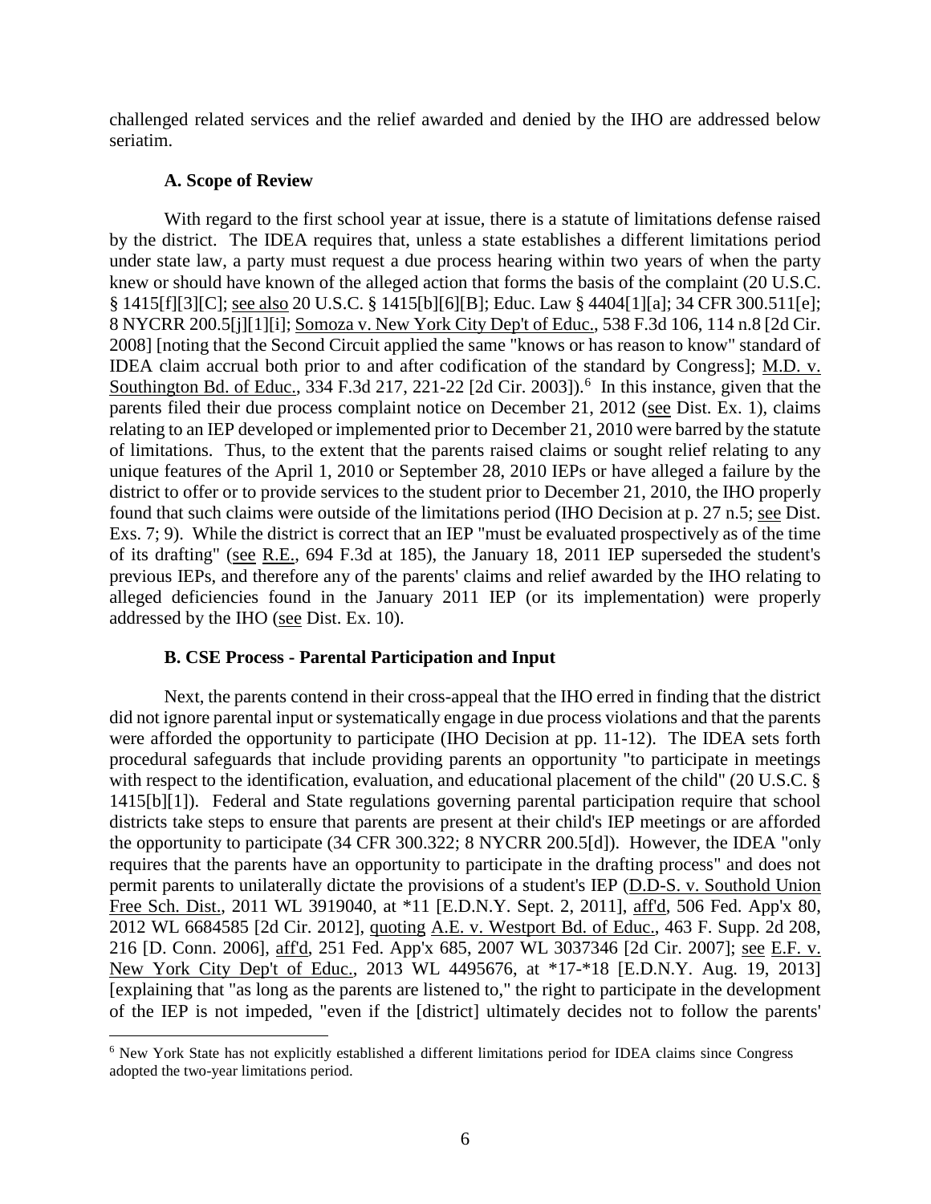challenged related services and the relief awarded and denied by the IHO are addressed below seriatim.

### A. Scope of Review

With regard to the first school year at issue, there is a statute of limitations defense raised by the district. The IDEA requires that, unless a state establishes a different limitations period under state law, a party must request a due process hearing within two years of when the party knew or should have known of the alleged action that forms the basis of the complaint (20 U.S.C. § 1415[f][3][C]; see also 20 U.S.C. § 1415[b][6][B]; Educ. Law § 4404[1][a]; 34 CFR 300.511[e]; 8 NYCRR 200.5[j][1][i]; Somoza v. New York City Dep't of Educ., 538 F.3d 106, 114 n.8 [2d Cir. 2008] [noting that the Second Circuit applied the same "knows or has reason to know" standard of IDEA claim accrual both prior to and after codification of the standard by Congress]; M.D. v. Southington Bd. of Educ., 334 F.3d 217, 221-22 [2d Cir. 2003]).[6] In this instance, given that the parents filed their due process complaint notice on December 21, 2012 (see Dist. Ex. 1), claims relating to an IEP developed or implemented prior to December 21, 2010 were barred by the statute of limitations. Thus, to the extent that the parents raised claims or sought relief relating to any unique features of the April 1, 2010 or September 28, 2010 IEPs or have alleged a failure by the district to offer or to provide services to the student prior to December 21, 2010, the IHO properly found that such claims were outside of the limitations period (IHO Decision at p. 27 n.5; see Dist. Exs. 7; 9). While the district is correct that an IEP "must be evaluated prospectively as of the time of its drafting" (see R.E., 694 F.3d at 185), the January 18, 2011 IEP superseded the student's previous IEPs, and therefore any of the parents' claims and relief awarded by the IHO relating to alleged deficiencies found in the January 2011 IEP (or its implementation) were properly addressed by the IHO (see Dist. Ex. 10).

### B. CSE Process - Parental Participation and Input

Next, the parents contend in their cross-appeal that the IHO erred in finding that the district did not ignore parental input or systematically engage in due process violations and that the parents were afforded the opportunity to participate (IHO Decision at pp. 11-12). The IDEA sets forth procedural safeguards that include providing parents an opportunity "to participate in meetings with respect to the identification, evaluation, and educational placement of the child" (20 U.S.C. § 1415[b][1]). Federal and State regulations governing parental participation require that school districts take steps to ensure that parents are present at their child's IEP meetings or are afforded the opportunity to participate (34 CFR 300.322; 8 NYCRR 200.5[d]). However, the IDEA "only requires that the parents have an opportunity to participate in the drafting process" and does not permit parents to unilaterally dictate the provisions of a student's IEP (D.D-S. v. Southold Union Free Sch. Dist., 2011 WL 3919040, at *11 [E.D.N.Y. Sept. 2, 2011], aff'd, 506 Fed. App'x 80, 2012 WL 6684585 [2d Cir. 2012], quoting A.E. v. Westport Bd. of Educ., 463 F. Supp. 2d 208, 216 [D. Conn. 2006], aff'd, 251 Fed. App'x 685, 2007 WL 3037346 [2d Cir. 2007]; see E.F. v. New York City Dep't of Educ., 2013 WL 4495676, at *17-*18 [E.D.N.Y. Aug. 19, 2013] [explaining that "as long as the parents are listened to," the right to participate in the development of the IEP is not impeded, "even if the [district] ultimately decides not to follow the parents'

[6] New York State has not explicitly established a different limitations period for IDEA claims since Congress adopted the two-year limitations period.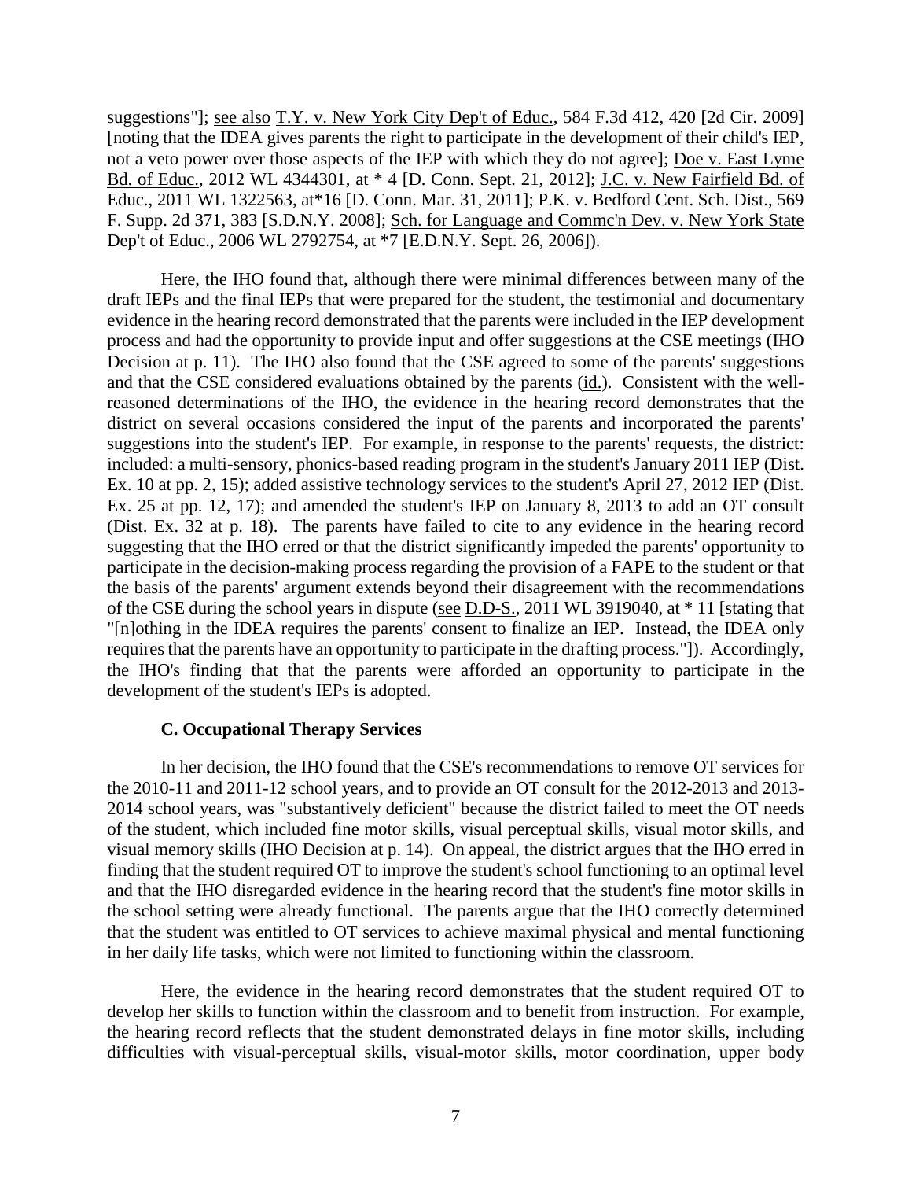suggestions"]; see also T.Y. v. New York City Dep't of Educ., 584 F.3d 412, 420 [2d Cir. 2009] [noting that the IDEA gives parents the right to participate in the development of their child's IEP, not a veto power over those aspects of the IEP with which they do not agree]; Doe v. East Lyme Bd. of Educ., 2012 WL 4344301, at * 4 [D. Conn. Sept. 21, 2012]; J.C. v. New Fairfield Bd. of Educ., 2011 WL 1322563, at*16 [D. Conn. Mar. 31, 2011]; P.K. v. Bedford Cent. Sch. Dist., 569 F. Supp. 2d 371, 383 [S.D.N.Y. 2008]; Sch. for Language and Commc'n Dev. v. New York State Dep't of Educ., 2006 WL 2792754, at *7 [E.D.N.Y. Sept. 26, 2006]).

Here, the IHO found that, although there were minimal differences between many of the draft IEPs and the final IEPs that were prepared for the student, the testimonial and documentary evidence in the hearing record demonstrated that the parents were included in the IEP development process and had the opportunity to provide input and offer suggestions at the CSE meetings (IHO Decision at p. 11). The IHO also found that the CSE agreed to some of the parents' suggestions and that the CSE considered evaluations obtained by the parents (id.). Consistent with the well-reasoned determinations of the IHO, the evidence in the hearing record demonstrates that the district on several occasions considered the input of the parents and incorporated the parents' suggestions into the student's IEP. For example, in response to the parents' requests, the district: included: a multi-sensory, phonics-based reading program in the student's January 2011 IEP (Dist. Ex. 10 at pp. 2, 15); added assistive technology services to the student's April 27, 2012 IEP (Dist. Ex. 25 at pp. 12, 17); and amended the student's IEP on January 8, 2013 to add an OT consult (Dist. Ex. 32 at p. 18). The parents have failed to cite to any evidence in the hearing record suggesting that the IHO erred or that the district significantly impeded the parents' opportunity to participate in the decision-making process regarding the provision of a FAPE to the student or that the basis of the parents' argument extends beyond their disagreement with the recommendations of the CSE during the school years in dispute (see D.D-S., 2011 WL 3919040, at * 11 [stating that "[n]othing in the IDEA requires the parents' consent to finalize an IEP. Instead, the IDEA only requires that the parents have an opportunity to participate in the drafting process."]). Accordingly, the IHO's finding that that the parents were afforded an opportunity to participate in the development of the student's IEPs is adopted.

### C. Occupational Therapy Services

In her decision, the IHO found that the CSE's recommendations to remove OT services for the 2010-11 and 2011-12 school years, and to provide an OT consult for the 2012-2013 and 2013-2014 school years, was "substantively deficient" because the district failed to meet the OT needs of the student, which included fine motor skills, visual perceptual skills, visual motor skills, and visual memory skills (IHO Decision at p. 14). On appeal, the district argues that the IHO erred in finding that the student required OT to improve the student's school functioning to an optimal level and that the IHO disregarded evidence in the hearing record that the student's fine motor skills in the school setting were already functional. The parents argue that the IHO correctly determined that the student was entitled to OT services to achieve maximal physical and mental functioning in her daily life tasks, which were not limited to functioning within the classroom.

Here, the evidence in the hearing record demonstrates that the student required OT to develop her skills to function within the classroom and to benefit from instruction. For example, the hearing record reflects that the student demonstrated delays in fine motor skills, including difficulties with visual-perceptual skills, visual-motor skills, motor coordination, upper body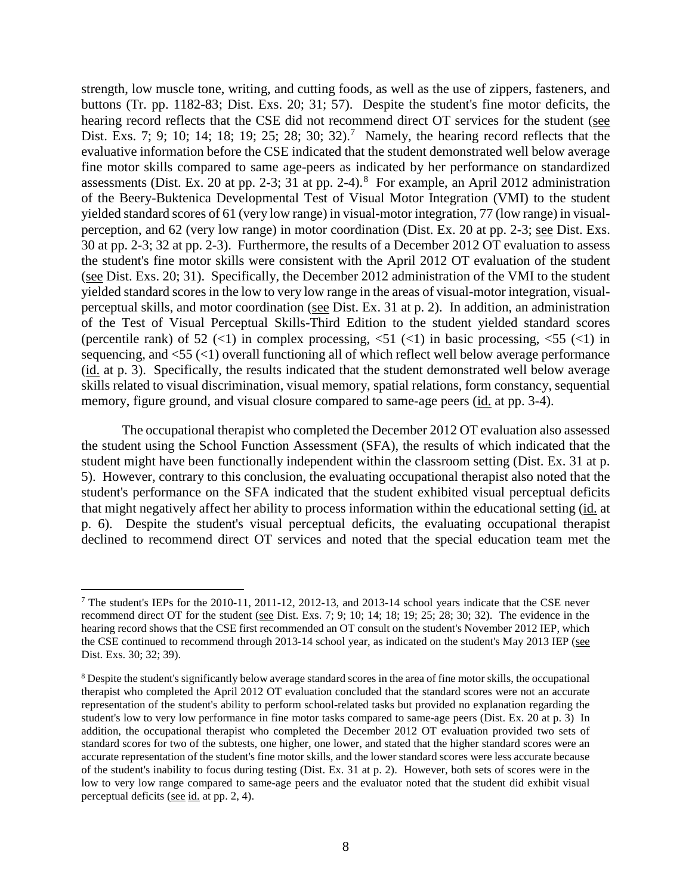strength, low muscle tone, writing, and cutting foods, as well as the use of zippers, fasteners, and buttons (Tr. pp. 1182-83; Dist. Exs. 20; 31; 57). Despite the student's fine motor deficits, the hearing record reflects that the CSE did not recommend direct OT services for the student (see Dist. Exs. 7; 9; 10; 14; 18; 19; 25; 28; 30; 32).[7] Namely, the hearing record reflects that the evaluative information before the CSE indicated that the student demonstrated well below average fine motor skills compared to same age-peers as indicated by her performance on standardized assessments (Dist. Ex. 20 at pp. 2-3; 31 at pp. 2-4).[8] For example, an April 2012 administration of the Beery-Buktenica Developmental Test of Visual Motor Integration (VMI) to the student yielded standard scores of 61 (very low range) in visual-motor integration, 77 (low range) in visual-perception, and 62 (very low range) in motor coordination (Dist. Ex. 20 at pp. 2-3; see Dist. Exs. 30 at pp. 2-3; 32 at pp. 2-3). Furthermore, the results of a December 2012 OT evaluation to assess the student's fine motor skills were consistent with the April 2012 OT evaluation of the student (see Dist. Exs. 20; 31). Specifically, the December 2012 administration of the VMI to the student yielded standard scores in the low to very low range in the areas of visual-motor integration, visual-perceptual skills, and motor coordination (see Dist. Ex. 31 at p. 2). In addition, an administration of the Test of Visual Perceptual Skills-Third Edition to the student yielded standard scores (percentile rank) of 52 (<1) in complex processing, <51 (<1) in basic processing, <55 (<1) in sequencing, and <55 (<1) overall functioning all of which reflect well below average performance (id. at p. 3). Specifically, the results indicated that the student demonstrated well below average skills related to visual discrimination, visual memory, spatial relations, form constancy, sequential memory, figure ground, and visual closure compared to same-age peers (id. at pp. 3-4).

The occupational therapist who completed the December 2012 OT evaluation also assessed the student using the School Function Assessment (SFA), the results of which indicated that the student might have been functionally independent within the classroom setting (Dist. Ex. 31 at p. 5). However, contrary to this conclusion, the evaluating occupational therapist also noted that the student's performance on the SFA indicated that the student exhibited visual perceptual deficits that might negatively affect her ability to process information within the educational setting (id. at p. 6). Despite the student's visual perceptual deficits, the evaluating occupational therapist declined to recommend direct OT services and noted that the special education team met the

---

[7] The student's IEPs for the 2010-11, 2011-12, 2012-13, and 2013-14 school years indicate that the CSE never recommend direct OT for the student (see Dist. Exs. 7; 9; 10; 14; 18; 19; 25; 28; 30; 32). The evidence in the hearing record shows that the CSE first recommended an OT consult on the student's November 2012 IEP, which the CSE continued to recommend through 2013-14 school year, as indicated on the student's May 2013 IEP (see Dist. Exs. 30; 32; 39).

[8] Despite the student's significantly below average standard scores in the area of fine motor skills, the occupational therapist who completed the April 2012 OT evaluation concluded that the standard scores were not an accurate representation of the student's ability to perform school-related tasks but provided no explanation regarding the student's low to very low performance in fine motor tasks compared to same-age peers (Dist. Ex. 20 at p. 3) In addition, the occupational therapist who completed the December 2012 OT evaluation provided two sets of standard scores for two of the subtests, one higher, one lower, and stated that the higher standard scores were an accurate representation of the student's fine motor skills, and the lower standard scores were less accurate because of the student's inability to focus during testing (Dist. Ex. 31 at p. 2). However, both sets of scores were in the low to very low range compared to same-age peers and the evaluator noted that the student did exhibit visual perceptual deficits (see id. at pp. 2, 4).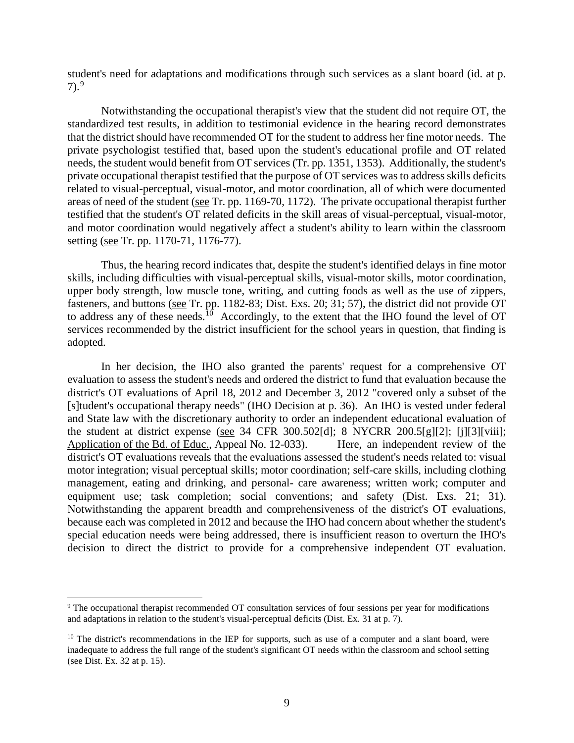student's need for adaptations and modifications through such services as a slant board (id. at p. 7).[9]

Notwithstanding the occupational therapist's view that the student did not require OT, the standardized test results, in addition to testimonial evidence in the hearing record demonstrates that the district should have recommended OT for the student to address her fine motor needs. The private psychologist testified that, based upon the student's educational profile and OT related needs, the student would benefit from OT services (Tr. pp. 1351, 1353). Additionally, the student's private occupational therapist testified that the purpose of OT services was to address skills deficits related to visual-perceptual, visual-motor, and motor coordination, all of which were documented areas of need of the student (see Tr. pp. 1169-70, 1172). The private occupational therapist further testified that the student's OT related deficits in the skill areas of visual-perceptual, visual-motor, and motor coordination would negatively affect a student's ability to learn within the classroom setting (see Tr. pp. 1170-71, 1176-77).

Thus, the hearing record indicates that, despite the student's identified delays in fine motor skills, including difficulties with visual-perceptual skills, visual-motor skills, motor coordination, upper body strength, low muscle tone, writing, and cutting foods as well as the use of zippers, fasteners, and buttons (see Tr. pp. 1182-83; Dist. Exs. 20; 31; 57), the district did not provide OT to address any of these needs.[10] Accordingly, to the extent that the IHO found the level of OT services recommended by the district insufficient for the school years in question, that finding is adopted.

In her decision, the IHO also granted the parents' request for a comprehensive OT evaluation to assess the student's needs and ordered the district to fund that evaluation because the district's OT evaluations of April 18, 2012 and December 3, 2012 "covered only a subset of the [s]tudent's occupational therapy needs" (IHO Decision at p. 36). An IHO is vested under federal and State law with the discretionary authority to order an independent educational evaluation of the student at district expense (see 34 CFR 300.502[d]; 8 NYCRR 200.5[g][2]; [j][3][viii]; Application of the Bd. of Educ., Appeal No. 12-033). Here, an independent review of the district's OT evaluations reveals that the evaluations assessed the student's needs related to: visual motor integration; visual perceptual skills; motor coordination; self-care skills, including clothing management, eating and drinking, and personal- care awareness; written work; computer and equipment use; task completion; social conventions; and safety (Dist. Exs. 21; 31). Notwithstanding the apparent breadth and comprehensiveness of the district's OT evaluations, because each was completed in 2012 and because the IHO had concern about whether the student's special education needs were being addressed, there is insufficient reason to overturn the IHO's decision to direct the district to provide for a comprehensive independent OT evaluation.

[9] The occupational therapist recommended OT consultation services of four sessions per year for modifications and adaptations in relation to the student's visual-perceptual deficits (Dist. Ex. 31 at p. 7).

[10] The district's recommendations in the IEP for supports, such as use of a computer and a slant board, were inadequate to address the full range of the student's significant OT needs within the classroom and school setting (see Dist. Ex. 32 at p. 15).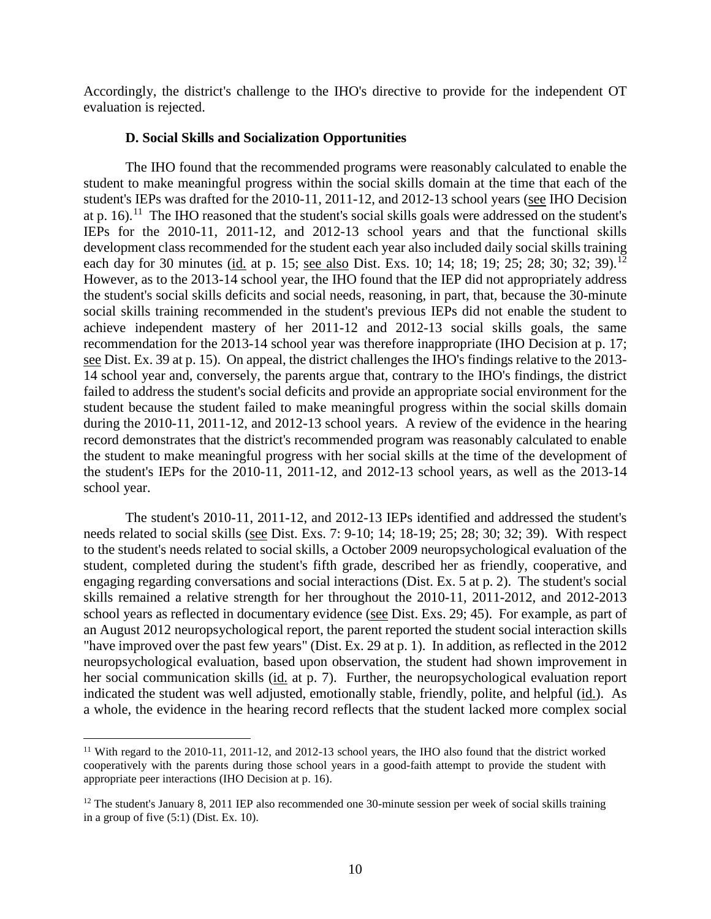Accordingly, the district's challenge to the IHO's directive to provide for the independent OT evaluation is rejected.

**D. Social Skills and Socialization Opportunities**

The IHO found that the recommended programs were reasonably calculated to enable the student to make meaningful progress within the social skills domain at the time that each of the student's IEPs was drafted for the 2010-11, 2011-12, and 2012-13 school years (see IHO Decision at p. 16).[11] The IHO reasoned that the student's social skills goals were addressed on the student's IEPs for the 2010-11, 2011-12, and 2012-13 school years and that the functional skills development class recommended for the student each year also included daily social skills training each day for 30 minutes (id. at p. 15; see also Dist. Exs. 10; 14; 18; 19; 25; 28; 30; 32; 39).[12] However, as to the 2013-14 school year, the IHO found that the IEP did not appropriately address the student's social skills deficits and social needs, reasoning, in part, that, because the 30-minute social skills training recommended in the student's previous IEPs did not enable the student to achieve independent mastery of her 2011-12 and 2012-13 social skills goals, the same recommendation for the 2013-14 school year was therefore inappropriate (IHO Decision at p. 17; see Dist. Ex. 39 at p. 15). On appeal, the district challenges the IHO's findings relative to the 2013-14 school year and, conversely, the parents argue that, contrary to the IHO's findings, the district failed to address the student's social deficits and provide an appropriate social environment for the student because the student failed to make meaningful progress within the social skills domain during the 2010-11, 2011-12, and 2012-13 school years. A review of the evidence in the hearing record demonstrates that the district's recommended program was reasonably calculated to enable the student to make meaningful progress with her social skills at the time of the development of the student's IEPs for the 2010-11, 2011-12, and 2012-13 school years, as well as the 2013-14 school year.

The student's 2010-11, 2011-12, and 2012-13 IEPs identified and addressed the student's needs related to social skills (see Dist. Exs. 7: 9-10; 14; 18-19; 25; 28; 30; 32; 39). With respect to the student's needs related to social skills, a October 2009 neuropsychological evaluation of the student, completed during the student's fifth grade, described her as friendly, cooperative, and engaging regarding conversations and social interactions (Dist. Ex. 5 at p. 2). The student's social skills remained a relative strength for her throughout the 2010-11, 2011-2012, and 2012-2013 school years as reflected in documentary evidence (see Dist. Exs. 29; 45). For example, as part of an August 2012 neuropsychological report, the parent reported the student social interaction skills "have improved over the past few years" (Dist. Ex. 29 at p. 1). In addition, as reflected in the 2012 neuropsychological evaluation, based upon observation, the student had shown improvement in her social communication skills (id. at p. 7). Further, the neuropsychological evaluation report indicated the student was well adjusted, emotionally stable, friendly, polite, and helpful (id.). As a whole, the evidence in the hearing record reflects that the student lacked more complex social

[11] With regard to the 2010-11, 2011-12, and 2012-13 school years, the IHO also found that the district worked cooperatively with the parents during those school years in a good-faith attempt to provide the student with appropriate peer interactions (IHO Decision at p. 16).

[12] The student's January 8, 2011 IEP also recommended one 30-minute session per week of social skills training in a group of five (5:1) (Dist. Ex. 10).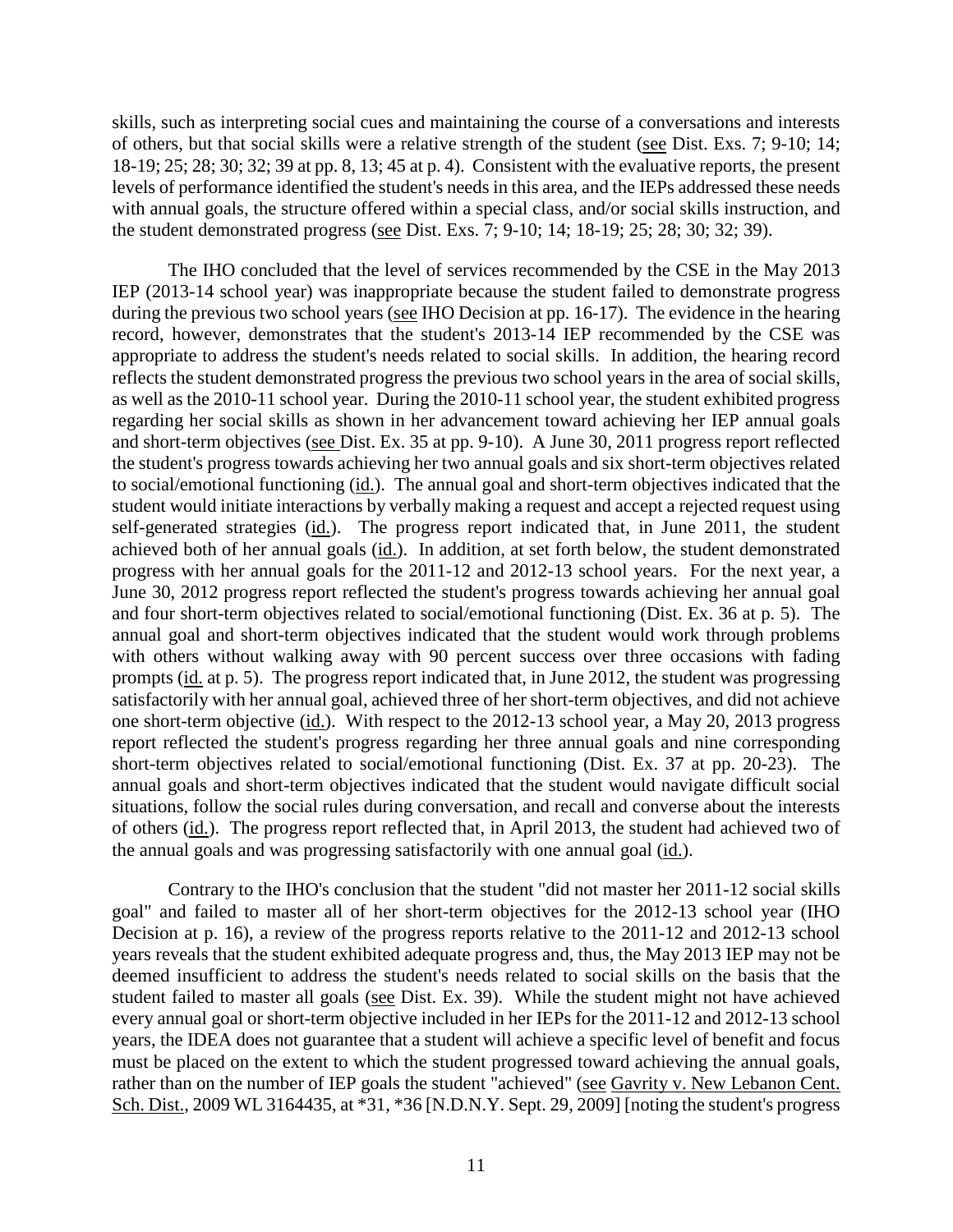skills, such as interpreting social cues and maintaining the course of a conversations and interests of others, but that social skills were a relative strength of the student (see Dist. Exs. 7; 9-10; 14; 18-19; 25; 28; 30; 32; 39 at pp. 8, 13; 45 at p. 4). Consistent with the evaluative reports, the present levels of performance identified the student's needs in this area, and the IEPs addressed these needs with annual goals, the structure offered within a special class, and/or social skills instruction, and the student demonstrated progress (see Dist. Exs. 7; 9-10; 14; 18-19; 25; 28; 30; 32; 39).

The IHO concluded that the level of services recommended by the CSE in the May 2013 IEP (2013-14 school year) was inappropriate because the student failed to demonstrate progress during the previous two school years (see IHO Decision at pp. 16-17). The evidence in the hearing record, however, demonstrates that the student's 2013-14 IEP recommended by the CSE was appropriate to address the student's needs related to social skills. In addition, the hearing record reflects the student demonstrated progress the previous two school years in the area of social skills, as well as the 2010-11 school year. During the 2010-11 school year, the student exhibited progress regarding her social skills as shown in her advancement toward achieving her IEP annual goals and short-term objectives (see Dist. Ex. 35 at pp. 9-10). A June 30, 2011 progress report reflected the student's progress towards achieving her two annual goals and six short-term objectives related to social/emotional functioning (id.). The annual goal and short-term objectives indicated that the student would initiate interactions by verbally making a request and accept a rejected request using self-generated strategies (id.). The progress report indicated that, in June 2011, the student achieved both of her annual goals (id.). In addition, at set forth below, the student demonstrated progress with her annual goals for the 2011-12 and 2012-13 school years. For the next year, a June 30, 2012 progress report reflected the student's progress towards achieving her annual goal and four short-term objectives related to social/emotional functioning (Dist. Ex. 36 at p. 5). The annual goal and short-term objectives indicated that the student would work through problems with others without walking away with 90 percent success over three occasions with fading prompts (id. at p. 5). The progress report indicated that, in June 2012, the student was progressing satisfactorily with her annual goal, achieved three of her short-term objectives, and did not achieve one short-term objective (id.). With respect to the 2012-13 school year, a May 20, 2013 progress report reflected the student's progress regarding her three annual goals and nine corresponding short-term objectives related to social/emotional functioning (Dist. Ex. 37 at pp. 20-23). The annual goals and short-term objectives indicated that the student would navigate difficult social situations, follow the social rules during conversation, and recall and converse about the interests of others (id.). The progress report reflected that, in April 2013, the student had achieved two of the annual goals and was progressing satisfactorily with one annual goal (id.).

Contrary to the IHO's conclusion that the student "did not master her 2011-12 social skills goal" and failed to master all of her short-term objectives for the 2012-13 school year (IHO Decision at p. 16), a review of the progress reports relative to the 2011-12 and 2012-13 school years reveals that the student exhibited adequate progress and, thus, the May 2013 IEP may not be deemed insufficient to address the student's needs related to social skills on the basis that the student failed to master all goals (see Dist. Ex. 39). While the student might not have achieved every annual goal or short-term objective included in her IEPs for the 2011-12 and 2012-13 school years, the IDEA does not guarantee that a student will achieve a specific level of benefit and focus must be placed on the extent to which the student progressed toward achieving the annual goals, rather than on the number of IEP goals the student "achieved" (see Gavrity v. New Lebanon Cent. Sch. Dist., 2009 WL 3164435, at *31, *36 [N.D.N.Y. Sept. 29, 2009] [noting the student's progress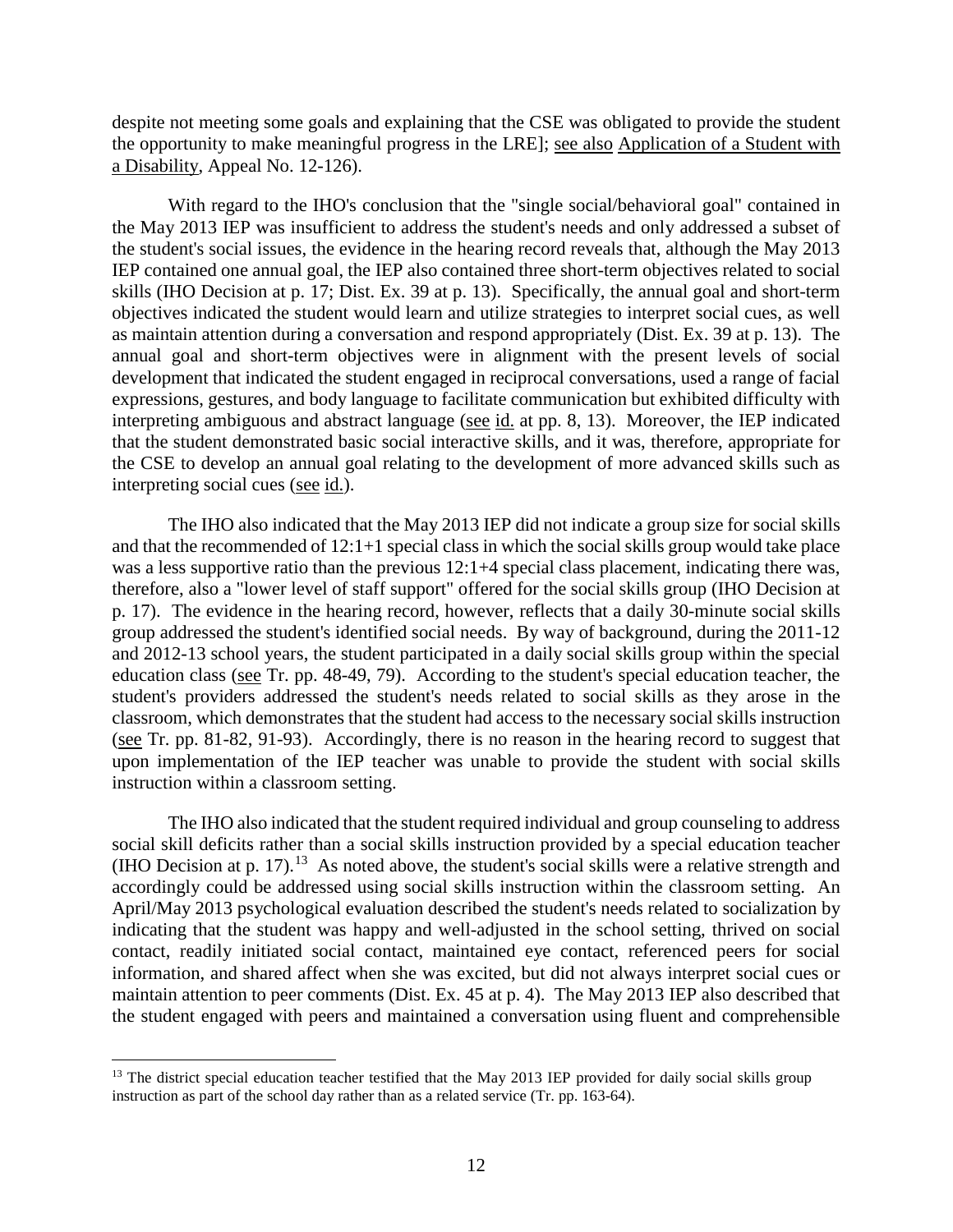despite not meeting some goals and explaining that the CSE was obligated to provide the student the opportunity to make meaningful progress in the LRE]; see also Application of a Student with a Disability, Appeal No. 12-126).

With regard to the IHO's conclusion that the "single social/behavioral goal" contained in the May 2013 IEP was insufficient to address the student's needs and only addressed a subset of the student's social issues, the evidence in the hearing record reveals that, although the May 2013 IEP contained one annual goal, the IEP also contained three short-term objectives related to social skills (IHO Decision at p. 17; Dist. Ex. 39 at p. 13). Specifically, the annual goal and short-term objectives indicated the student would learn and utilize strategies to interpret social cues, as well as maintain attention during a conversation and respond appropriately (Dist. Ex. 39 at p. 13). The annual goal and short-term objectives were in alignment with the present levels of social development that indicated the student engaged in reciprocal conversations, used a range of facial expressions, gestures, and body language to facilitate communication but exhibited difficulty with interpreting ambiguous and abstract language (see id. at pp. 8, 13). Moreover, the IEP indicated that the student demonstrated basic social interactive skills, and it was, therefore, appropriate for the CSE to develop an annual goal relating to the development of more advanced skills such as interpreting social cues (see id.).

The IHO also indicated that the May 2013 IEP did not indicate a group size for social skills and that the recommended of 12:1+1 special class in which the social skills group would take place was a less supportive ratio than the previous 12:1+4 special class placement, indicating there was, therefore, also a "lower level of staff support" offered for the social skills group (IHO Decision at p. 17). The evidence in the hearing record, however, reflects that a daily 30-minute social skills group addressed the student's identified social needs. By way of background, during the 2011-12 and 2012-13 school years, the student participated in a daily social skills group within the special education class (see Tr. pp. 48-49, 79). According to the student's special education teacher, the student's providers addressed the student's needs related to social skills as they arose in the classroom, which demonstrates that the student had access to the necessary social skills instruction (see Tr. pp. 81-82, 91-93). Accordingly, there is no reason in the hearing record to suggest that upon implementation of the IEP teacher was unable to provide the student with social skills instruction within a classroom setting.

The IHO also indicated that the student required individual and group counseling to address social skill deficits rather than a social skills instruction provided by a special education teacher (IHO Decision at p. 17).[13] As noted above, the student's social skills were a relative strength and accordingly could be addressed using social skills instruction within the classroom setting. An April/May 2013 psychological evaluation described the student's needs related to socialization by indicating that the student was happy and well-adjusted in the school setting, thrived on social contact, readily initiated social contact, maintained eye contact, referenced peers for social information, and shared affect when she was excited, but did not always interpret social cues or maintain attention to peer comments (Dist. Ex. 45 at p. 4). The May 2013 IEP also described that the student engaged with peers and maintained a conversation using fluent and comprehensible

---

[13] The district special education teacher testified that the May 2013 IEP provided for daily social skills group instruction as part of the school day rather than as a related service (Tr. pp. 163-64).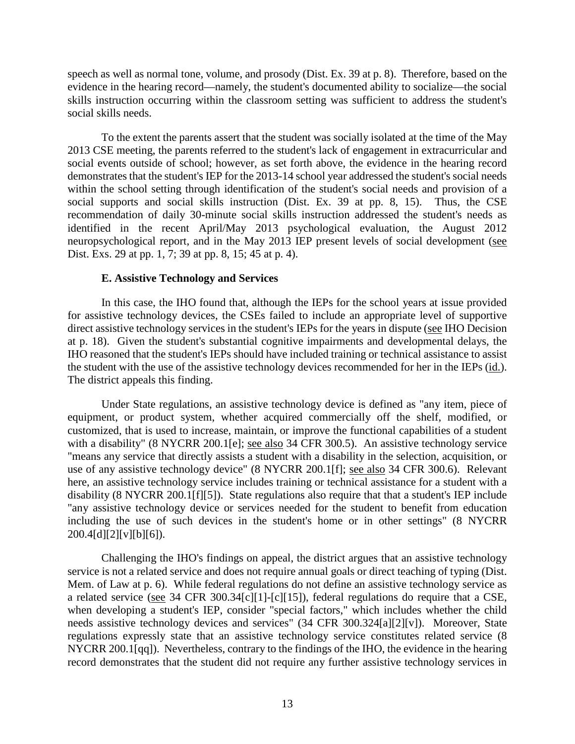speech as well as normal tone, volume, and prosody (Dist. Ex. 39 at p. 8). Therefore, based on the evidence in the hearing record—namely, the student's documented ability to socialize—the social skills instruction occurring within the classroom setting was sufficient to address the student's social skills needs.

To the extent the parents assert that the student was socially isolated at the time of the May 2013 CSE meeting, the parents referred to the student's lack of engagement in extracurricular and social events outside of school; however, as set forth above, the evidence in the hearing record demonstrates that the student's IEP for the 2013-14 school year addressed the student's social needs within the school setting through identification of the student's social needs and provision of a social supports and social skills instruction (Dist. Ex. 39 at pp. 8, 15). Thus, the CSE recommendation of daily 30-minute social skills instruction addressed the student's needs as identified in the recent April/May 2013 psychological evaluation, the August 2012 neuropsychological report, and in the May 2013 IEP present levels of social development (see Dist. Exs. 29 at pp. 1, 7; 39 at pp. 8, 15; 45 at p. 4).

### E. Assistive Technology and Services

In this case, the IHO found that, although the IEPs for the school years at issue provided for assistive technology devices, the CSEs failed to include an appropriate level of supportive direct assistive technology services in the student's IEPs for the years in dispute (see IHO Decision at p. 18). Given the student's substantial cognitive impairments and developmental delays, the IHO reasoned that the student's IEPs should have included training or technical assistance to assist the student with the use of the assistive technology devices recommended for her in the IEPs (id.). The district appeals this finding.

Under State regulations, an assistive technology device is defined as "any item, piece of equipment, or product system, whether acquired commercially off the shelf, modified, or customized, that is used to increase, maintain, or improve the functional capabilities of a student with a disability" (8 NYCRR 200.1[e]; see also 34 CFR 300.5). An assistive technology service "means any service that directly assists a student with a disability in the selection, acquisition, or use of any assistive technology device" (8 NYCRR 200.1[f]; see also 34 CFR 300.6). Relevant here, an assistive technology service includes training or technical assistance for a student with a disability (8 NYCRR 200.1[f][5]). State regulations also require that that a student's IEP include "any assistive technology device or services needed for the student to benefit from education including the use of such devices in the student's home or in other settings" (8 NYCRR 200.4[d][2][v][b][6]).

Challenging the IHO's findings on appeal, the district argues that an assistive technology service is not a related service and does not require annual goals or direct teaching of typing (Dist. Mem. of Law at p. 6). While federal regulations do not define an assistive technology service as a related service (see 34 CFR 300.34[c][1]-[c][15]), federal regulations do require that a CSE, when developing a student's IEP, consider "special factors," which includes whether the child needs assistive technology devices and services" (34 CFR 300.324[a][2][v]). Moreover, State regulations expressly state that an assistive technology service constitutes related service (8 NYCRR 200.1[qq]). Nevertheless, contrary to the findings of the IHO, the evidence in the hearing record demonstrates that the student did not require any further assistive technology services in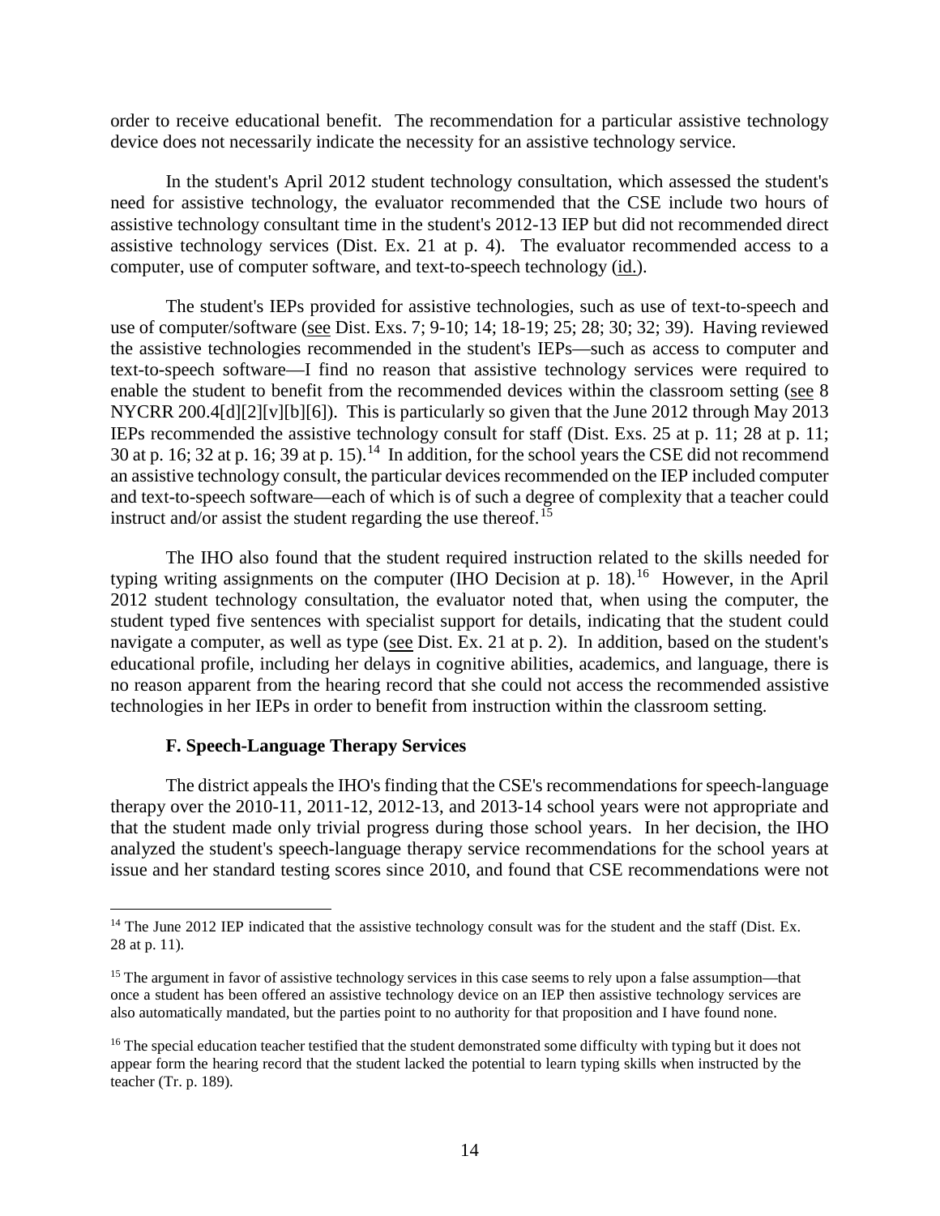order to receive educational benefit. The recommendation for a particular assistive technology device does not necessarily indicate the necessity for an assistive technology service.

In the student's April 2012 student technology consultation, which assessed the student's need for assistive technology, the evaluator recommended that the CSE include two hours of assistive technology consultant time in the student's 2012-13 IEP but did not recommended direct assistive technology services (Dist. Ex. 21 at p. 4). The evaluator recommended access to a computer, use of computer software, and text-to-speech technology (id.).

The student's IEPs provided for assistive technologies, such as use of text-to-speech and use of computer/software (see Dist. Exs. 7; 9-10; 14; 18-19; 25; 28; 30; 32; 39). Having reviewed the assistive technologies recommended in the student's IEPs—such as access to computer and text-to-speech software—I find no reason that assistive technology services were required to enable the student to benefit from the recommended devices within the classroom setting (see 8 NYCRR 200.4[d][2][v][b][6]). This is particularly so given that the June 2012 through May 2013 IEPs recommended the assistive technology consult for staff (Dist. Exs. 25 at p. 11; 28 at p. 11; 30 at p. 16; 32 at p. 16; 39 at p. 15).[14] In addition, for the school years the CSE did not recommend an assistive technology consult, the particular devices recommended on the IEP included computer and text-to-speech software—each of which is of such a degree of complexity that a teacher could instruct and/or assist the student regarding the use thereof.[15]

The IHO also found that the student required instruction related to the skills needed for typing writing assignments on the computer (IHO Decision at p. 18).[16] However, in the April 2012 student technology consultation, the evaluator noted that, when using the computer, the student typed five sentences with specialist support for details, indicating that the student could navigate a computer, as well as type (see Dist. Ex. 21 at p. 2). In addition, based on the student's educational profile, including her delays in cognitive abilities, academics, and language, there is no reason apparent from the hearing record that she could not access the recommended assistive technologies in her IEPs in order to benefit from instruction within the classroom setting.

### F. Speech-Language Therapy Services

The district appeals the IHO's finding that the CSE's recommendations for speech-language therapy over the 2010-11, 2011-12, 2012-13, and 2013-14 school years were not appropriate and that the student made only trivial progress during those school years. In her decision, the IHO analyzed the student's speech-language therapy service recommendations for the school years at issue and her standard testing scores since 2010, and found that CSE recommendations were not

---

[14] The June 2012 IEP indicated that the assistive technology consult was for the student and the staff (Dist. Ex. 28 at p. 11).

[15] The argument in favor of assistive technology services in this case seems to rely upon a false assumption—that once a student has been offered an assistive technology device on an IEP then assistive technology services are also automatically mandated, but the parties point to no authority for that proposition and I have found none.

[16] The special education teacher testified that the student demonstrated some difficulty with typing but it does not appear form the hearing record that the student lacked the potential to learn typing skills when instructed by the teacher (Tr. p. 189).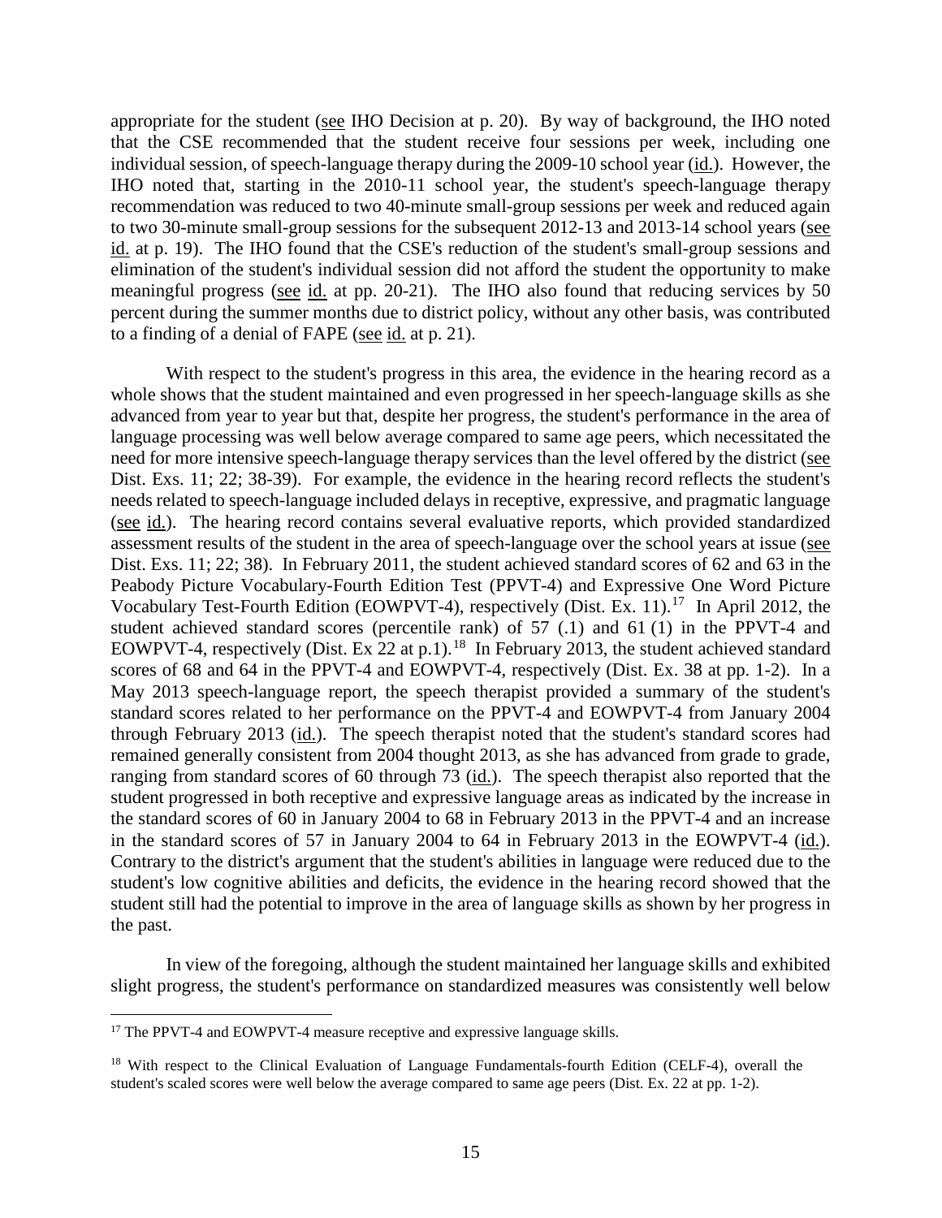appropriate for the student (see IHO Decision at p. 20). By way of background, the IHO noted that the CSE recommended that the student receive four sessions per week, including one individual session, of speech-language therapy during the 2009-10 school year (id.). However, the IHO noted that, starting in the 2010-11 school year, the student's speech-language therapy recommendation was reduced to two 40-minute small-group sessions per week and reduced again to two 30-minute small-group sessions for the subsequent 2012-13 and 2013-14 school years (see id. at p. 19). The IHO found that the CSE's reduction of the student's small-group sessions and elimination of the student's individual session did not afford the student the opportunity to make meaningful progress (see id. at pp. 20-21). The IHO also found that reducing services by 50 percent during the summer months due to district policy, without any other basis, was contributed to a finding of a denial of FAPE (see id. at p. 21).

With respect to the student's progress in this area, the evidence in the hearing record as a whole shows that the student maintained and even progressed in her speech-language skills as she advanced from year to year but that, despite her progress, the student's performance in the area of language processing was well below average compared to same age peers, which necessitated the need for more intensive speech-language therapy services than the level offered by the district (see Dist. Exs. 11; 22; 38-39). For example, the evidence in the hearing record reflects the student's needs related to speech-language included delays in receptive, expressive, and pragmatic language (see id.). The hearing record contains several evaluative reports, which provided standardized assessment results of the student in the area of speech-language over the school years at issue (see Dist. Exs. 11; 22; 38). In February 2011, the student achieved standard scores of 62 and 63 in the Peabody Picture Vocabulary-Fourth Edition Test (PPVT-4) and Expressive One Word Picture Vocabulary Test-Fourth Edition (EOWPVT-4), respectively (Dist. Ex. 11).[17] In April 2012, the student achieved standard scores (percentile rank) of 57 (.1) and 61 (1) in the PPVT-4 and EOWPVT-4, respectively (Dist. Ex 22 at p.1).[18] In February 2013, the student achieved standard scores of 68 and 64 in the PPVT-4 and EOWPVT-4, respectively (Dist. Ex. 38 at pp. 1-2). In a May 2013 speech-language report, the speech therapist provided a summary of the student's standard scores related to her performance on the PPVT-4 and EOWPVT-4 from January 2004 through February 2013 (id.). The speech therapist noted that the student's standard scores had remained generally consistent from 2004 thought 2013, as she has advanced from grade to grade, ranging from standard scores of 60 through 73 (id.). The speech therapist also reported that the student progressed in both receptive and expressive language areas as indicated by the increase in the standard scores of 60 in January 2004 to 68 in February 2013 in the PPVT-4 and an increase in the standard scores of 57 in January 2004 to 64 in February 2013 in the EOWPVT-4 (id.). Contrary to the district's argument that the student's abilities in language were reduced due to the student's low cognitive abilities and deficits, the evidence in the hearing record showed that the student still had the potential to improve in the area of language skills as shown by her progress in the past.

In view of the foregoing, although the student maintained her language skills and exhibited slight progress, the student's performance on standardized measures was consistently well below

[17] The PPVT-4 and EOWPVT-4 measure receptive and expressive language skills.

[18] With respect to the Clinical Evaluation of Language Fundamentals-fourth Edition (CELF-4), overall the student's scaled scores were well below the average compared to same age peers (Dist. Ex. 22 at pp. 1-2).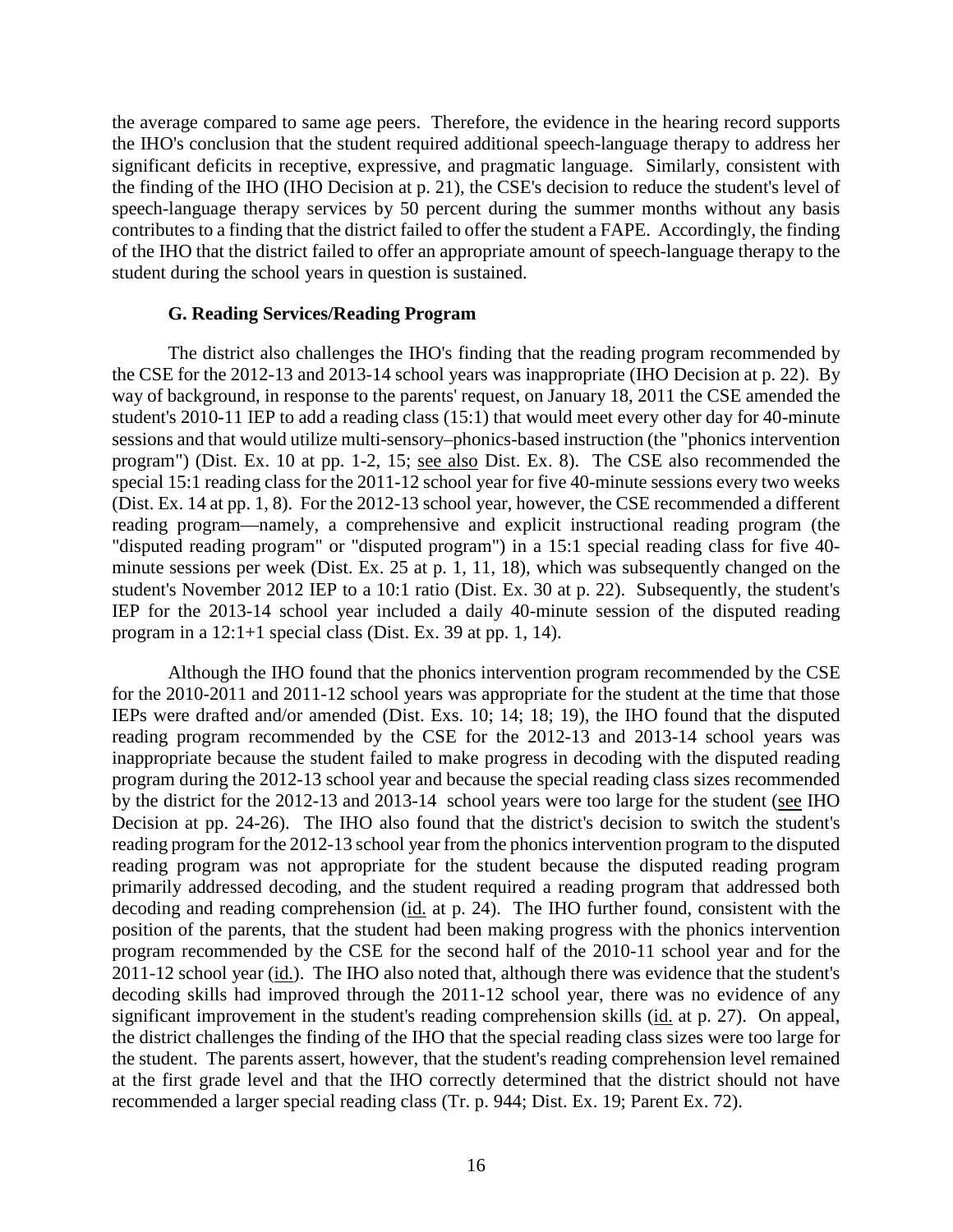the average compared to same age peers. Therefore, the evidence in the hearing record supports the IHO's conclusion that the student required additional speech-language therapy to address her significant deficits in receptive, expressive, and pragmatic language. Similarly, consistent with the finding of the IHO (IHO Decision at p. 21), the CSE's decision to reduce the student's level of speech-language therapy services by 50 percent during the summer months without any basis contributes to a finding that the district failed to offer the student a FAPE. Accordingly, the finding of the IHO that the district failed to offer an appropriate amount of speech-language therapy to the student during the school years in question is sustained.

### G. Reading Services/Reading Program

The district also challenges the IHO's finding that the reading program recommended by the CSE for the 2012-13 and 2013-14 school years was inappropriate (IHO Decision at p. 22). By way of background, in response to the parents' request, on January 18, 2011 the CSE amended the student's 2010-11 IEP to add a reading class (15:1) that would meet every other day for 40-minute sessions and that would utilize multi-sensory–phonics-based instruction (the "phonics intervention program") (Dist. Ex. 10 at pp. 1-2, 15; see also Dist. Ex. 8). The CSE also recommended the special 15:1 reading class for the 2011-12 school year for five 40-minute sessions every two weeks (Dist. Ex. 14 at pp. 1, 8). For the 2012-13 school year, however, the CSE recommended a different reading program—namely, a comprehensive and explicit instructional reading program (the "disputed reading program" or "disputed program") in a 15:1 special reading class for five 40-minute sessions per week (Dist. Ex. 25 at p. 1, 11, 18), which was subsequently changed on the student's November 2012 IEP to a 10:1 ratio (Dist. Ex. 30 at p. 22). Subsequently, the student's IEP for the 2013-14 school year included a daily 40-minute session of the disputed reading program in a 12:1+1 special class (Dist. Ex. 39 at pp. 1, 14).

Although the IHO found that the phonics intervention program recommended by the CSE for the 2010-2011 and 2011-12 school years was appropriate for the student at the time that those IEPs were drafted and/or amended (Dist. Exs. 10; 14; 18; 19), the IHO found that the disputed reading program recommended by the CSE for the 2012-13 and 2013-14 school years was inappropriate because the student failed to make progress in decoding with the disputed reading program during the 2012-13 school year and because the special reading class sizes recommended by the district for the 2012-13 and 2013-14 school years were too large for the student (see IHO Decision at pp. 24-26). The IHO also found that the district's decision to switch the student's reading program for the 2012-13 school year from the phonics intervention program to the disputed reading program was not appropriate for the student because the disputed reading program primarily addressed decoding, and the student required a reading program that addressed both decoding and reading comprehension (id. at p. 24). The IHO further found, consistent with the position of the parents, that the student had been making progress with the phonics intervention program recommended by the CSE for the second half of the 2010-11 school year and for the 2011-12 school year (id.). The IHO also noted that, although there was evidence that the student's decoding skills had improved through the 2011-12 school year, there was no evidence of any significant improvement in the student's reading comprehension skills (id. at p. 27). On appeal, the district challenges the finding of the IHO that the special reading class sizes were too large for the student. The parents assert, however, that the student's reading comprehension level remained at the first grade level and that the IHO correctly determined that the district should not have recommended a larger special reading class (Tr. p. 944; Dist. Ex. 19; Parent Ex. 72).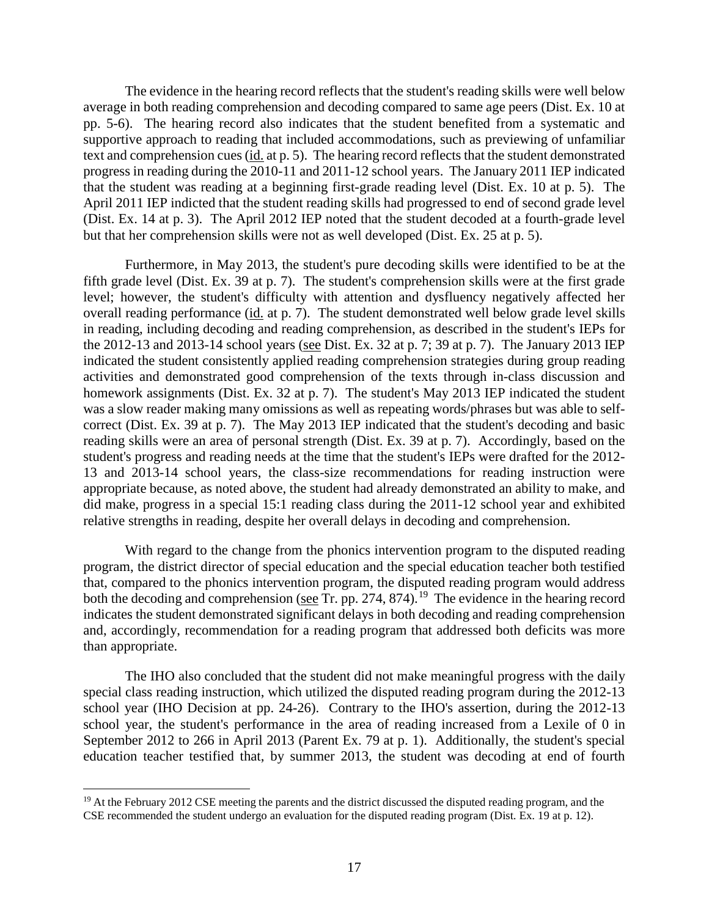The evidence in the hearing record reflects that the student's reading skills were well below average in both reading comprehension and decoding compared to same age peers (Dist. Ex. 10 at pp. 5-6). The hearing record also indicates that the student benefited from a systematic and supportive approach to reading that included accommodations, such as previewing of unfamiliar text and comprehension cues (id. at p. 5). The hearing record reflects that the student demonstrated progress in reading during the 2010-11 and 2011-12 school years. The January 2011 IEP indicated that the student was reading at a beginning first-grade reading level (Dist. Ex. 10 at p. 5). The April 2011 IEP indicted that the student reading skills had progressed to end of second grade level (Dist. Ex. 14 at p. 3). The April 2012 IEP noted that the student decoded at a fourth-grade level but that her comprehension skills were not as well developed (Dist. Ex. 25 at p. 5).

Furthermore, in May 2013, the student's pure decoding skills were identified to be at the fifth grade level (Dist. Ex. 39 at p. 7). The student's comprehension skills were at the first grade level; however, the student's difficulty with attention and dysfluency negatively affected her overall reading performance (id. at p. 7). The student demonstrated well below grade level skills in reading, including decoding and reading comprehension, as described in the student's IEPs for the 2012-13 and 2013-14 school years (see Dist. Ex. 32 at p. 7; 39 at p. 7). The January 2013 IEP indicated the student consistently applied reading comprehension strategies during group reading activities and demonstrated good comprehension of the texts through in-class discussion and homework assignments (Dist. Ex. 32 at p. 7). The student's May 2013 IEP indicated the student was a slow reader making many omissions as well as repeating words/phrases but was able to self-correct (Dist. Ex. 39 at p. 7). The May 2013 IEP indicated that the student's decoding and basic reading skills were an area of personal strength (Dist. Ex. 39 at p. 7). Accordingly, based on the student's progress and reading needs at the time that the student's IEPs were drafted for the 2012-13 and 2013-14 school years, the class-size recommendations for reading instruction were appropriate because, as noted above, the student had already demonstrated an ability to make, and did make, progress in a special 15:1 reading class during the 2011-12 school year and exhibited relative strengths in reading, despite her overall delays in decoding and comprehension.

With regard to the change from the phonics intervention program to the disputed reading program, the district director of special education and the special education teacher both testified that, compared to the phonics intervention program, the disputed reading program would address both the decoding and comprehension (see Tr. pp. 274, 874).[19] The evidence in the hearing record indicates the student demonstrated significant delays in both decoding and reading comprehension and, accordingly, recommendation for a reading program that addressed both deficits was more than appropriate.

The IHO also concluded that the student did not make meaningful progress with the daily special class reading instruction, which utilized the disputed reading program during the 2012-13 school year (IHO Decision at pp. 24-26). Contrary to the IHO's assertion, during the 2012-13 school year, the student's performance in the area of reading increased from a Lexile of 0 in September 2012 to 266 in April 2013 (Parent Ex. 79 at p. 1). Additionally, the student's special education teacher testified that, by summer 2013, the student was decoding at end of fourth

---

[19] At the February 2012 CSE meeting the parents and the district discussed the disputed reading program, and the CSE recommended the student undergo an evaluation for the disputed reading program (Dist. Ex. 19 at p. 12).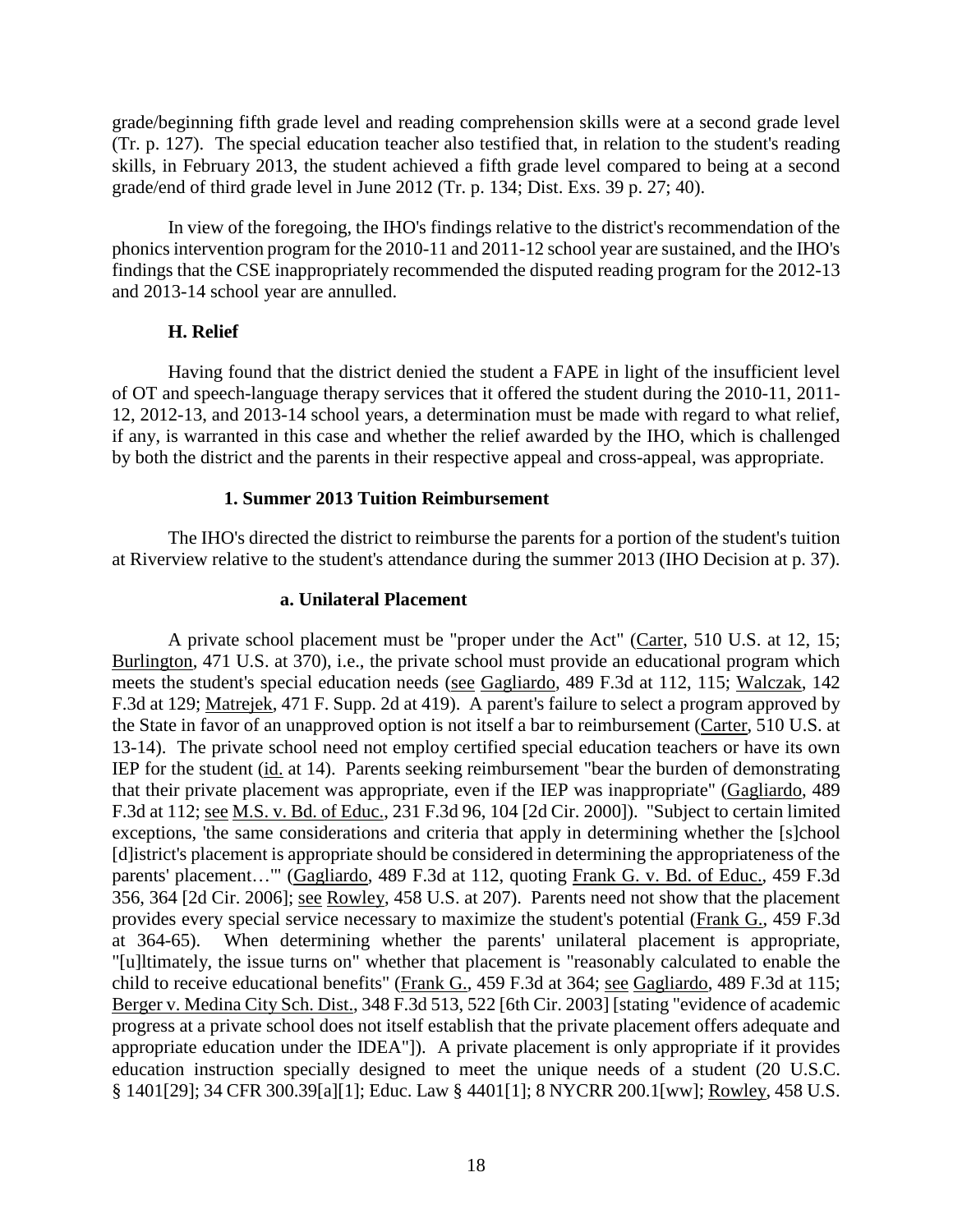grade/beginning fifth grade level and reading comprehension skills were at a second grade level (Tr. p. 127). The special education teacher also testified that, in relation to the student's reading skills, in February 2013, the student achieved a fifth grade level compared to being at a second grade/end of third grade level in June 2012 (Tr. p. 134; Dist. Exs. 39 p. 27; 40).

In view of the foregoing, the IHO's findings relative to the district's recommendation of the phonics intervention program for the 2010-11 and 2011-12 school year are sustained, and the IHO's findings that the CSE inappropriately recommended the disputed reading program for the 2012-13 and 2013-14 school year are annulled.

### H. Relief

Having found that the district denied the student a FAPE in light of the insufficient level of OT and speech-language therapy services that it offered the student during the 2010-11, 2011-12, 2012-13, and 2013-14 school years, a determination must be made with regard to what relief, if any, is warranted in this case and whether the relief awarded by the IHO, which is challenged by both the district and the parents in their respective appeal and cross-appeal, was appropriate.

#### 1. Summer 2013 Tuition Reimbursement

The IHO's directed the district to reimburse the parents for a portion of the student's tuition at Riverview relative to the student's attendance during the summer 2013 (IHO Decision at p. 37).

##### a. Unilateral Placement

A private school placement must be "proper under the Act" (Carter, 510 U.S. at 12, 15; Burlington, 471 U.S. at 370), i.e., the private school must provide an educational program which meets the student's special education needs (see Gagliardo, 489 F.3d at 112, 115; Walczak, 142 F.3d at 129; Matrejek, 471 F. Supp. 2d at 419). A parent's failure to select a program approved by the State in favor of an unapproved option is not itself a bar to reimbursement (Carter, 510 U.S. at 13-14). The private school need not employ certified special education teachers or have its own IEP for the student (id. at 14). Parents seeking reimbursement "bear the burden of demonstrating that their private placement was appropriate, even if the IEP was inappropriate" (Gagliardo, 489 F.3d at 112; see M.S. v. Bd. of Educ., 231 F.3d 96, 104 [2d Cir. 2000]). "Subject to certain limited exceptions, 'the same considerations and criteria that apply in determining whether the [s]chool [d]istrict's placement is appropriate should be considered in determining the appropriateness of the parents' placement…'" (Gagliardo, 489 F.3d at 112, quoting Frank G. v. Bd. of Educ., 459 F.3d 356, 364 [2d Cir. 2006]; see Rowley, 458 U.S. at 207). Parents need not show that the placement provides every special service necessary to maximize the student's potential (Frank G., 459 F.3d at 364-65). When determining whether the parents' unilateral placement is appropriate, "[u]ltimately, the issue turns on" whether that placement is "reasonably calculated to enable the child to receive educational benefits" (Frank G., 459 F.3d at 364; see Gagliardo, 489 F.3d at 115; Berger v. Medina City Sch. Dist., 348 F.3d 513, 522 [6th Cir. 2003] [stating "evidence of academic progress at a private school does not itself establish that the private placement offers adequate and appropriate education under the IDEA"]). A private placement is only appropriate if it provides education instruction specially designed to meet the unique needs of a student (20 U.S.C. § 1401[29]; 34 CFR 300.39[a][1]; Educ. Law § 4401[1]; 8 NYCRR 200.1[ww]; Rowley, 458 U.S.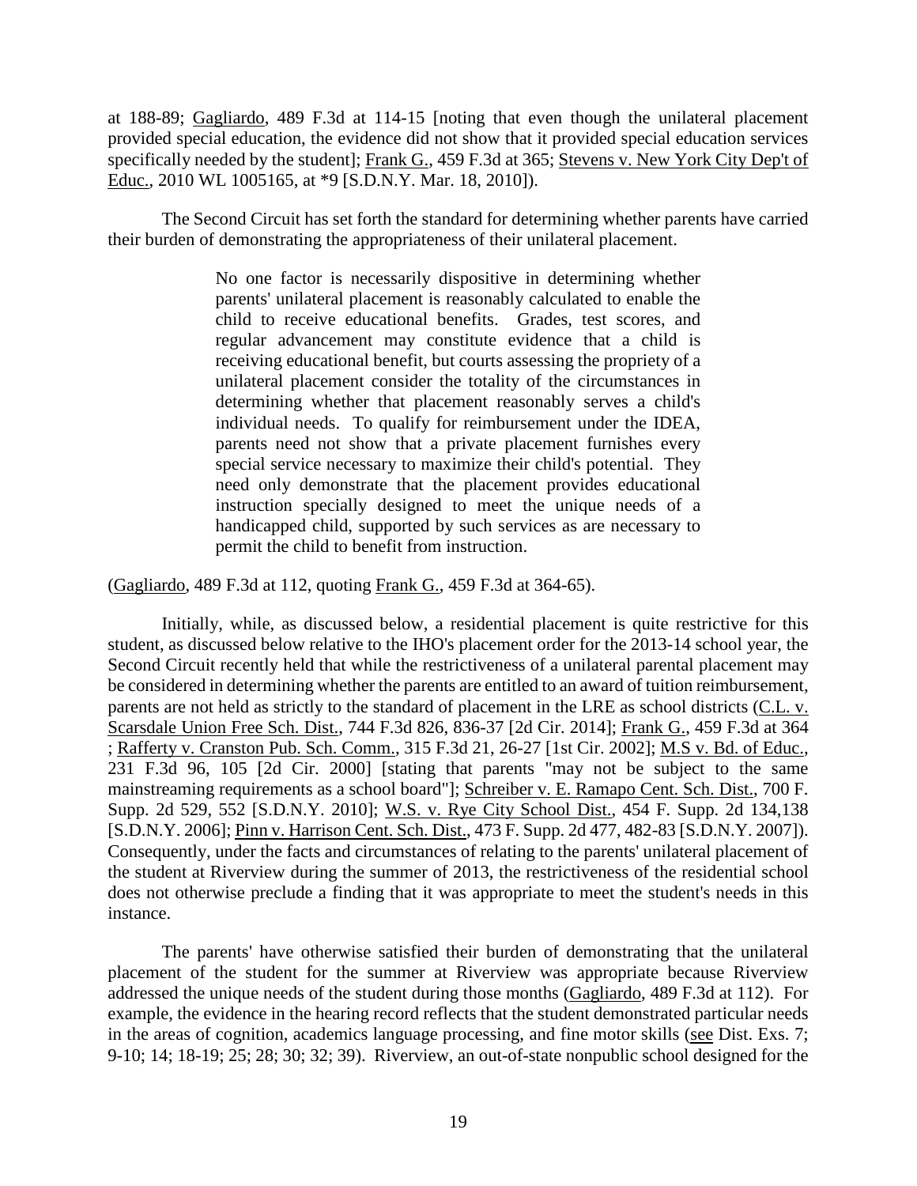at 188-89; Gagliardo, 489 F.3d at 114-15 [noting that even though the unilateral placement provided special education, the evidence did not show that it provided special education services specifically needed by the student]; Frank G., 459 F.3d at 365; Stevens v. New York City Dep't of Educ., 2010 WL 1005165, at *9 [S.D.N.Y. Mar. 18, 2010]).

The Second Circuit has set forth the standard for determining whether parents have carried their burden of demonstrating the appropriateness of their unilateral placement.

> No one factor is necessarily dispositive in determining whether parents' unilateral placement is reasonably calculated to enable the child to receive educational benefits. Grades, test scores, and regular advancement may constitute evidence that a child is receiving educational benefit, but courts assessing the propriety of a unilateral placement consider the totality of the circumstances in determining whether that placement reasonably serves a child's individual needs. To qualify for reimbursement under the IDEA, parents need not show that a private placement furnishes every special service necessary to maximize their child's potential. They need only demonstrate that the placement provides educational instruction specially designed to meet the unique needs of a handicapped child, supported by such services as are necessary to permit the child to benefit from instruction.

(Gagliardo, 489 F.3d at 112, quoting Frank G., 459 F.3d at 364-65).

Initially, while, as discussed below, a residential placement is quite restrictive for this student, as discussed below relative to the IHO's placement order for the 2013-14 school year, the Second Circuit recently held that while the restrictiveness of a unilateral parental placement may be considered in determining whether the parents are entitled to an award of tuition reimbursement, parents are not held as strictly to the standard of placement in the LRE as school districts (C.L. v. Scarsdale Union Free Sch. Dist., 744 F.3d 826, 836-37 [2d Cir. 2014]; Frank G., 459 F.3d at 364 ; Rafferty v. Cranston Pub. Sch. Comm., 315 F.3d 21, 26-27 [1st Cir. 2002]; M.S v. Bd. of Educ., 231 F.3d 96, 105 [2d Cir. 2000] [stating that parents "may not be subject to the same mainstreaming requirements as a school board"]; Schreiber v. E. Ramapo Cent. Sch. Dist., 700 F. Supp. 2d 529, 552 [S.D.N.Y. 2010]; W.S. v. Rye City School Dist., 454 F. Supp. 2d 134,138 [S.D.N.Y. 2006]; Pinn v. Harrison Cent. Sch. Dist., 473 F. Supp. 2d 477, 482-83 [S.D.N.Y. 2007]). Consequently, under the facts and circumstances of relating to the parents' unilateral placement of the student at Riverview during the summer of 2013, the restrictiveness of the residential school does not otherwise preclude a finding that it was appropriate to meet the student's needs in this instance.

The parents' have otherwise satisfied their burden of demonstrating that the unilateral placement of the student for the summer at Riverview was appropriate because Riverview addressed the unique needs of the student during those months (Gagliardo, 489 F.3d at 112). For example, the evidence in the hearing record reflects that the student demonstrated particular needs in the areas of cognition, academics language processing, and fine motor skills (see Dist. Exs. 7; 9-10; 14; 18-19; 25; 28; 30; 32; 39). Riverview, an out-of-state nonpublic school designed for the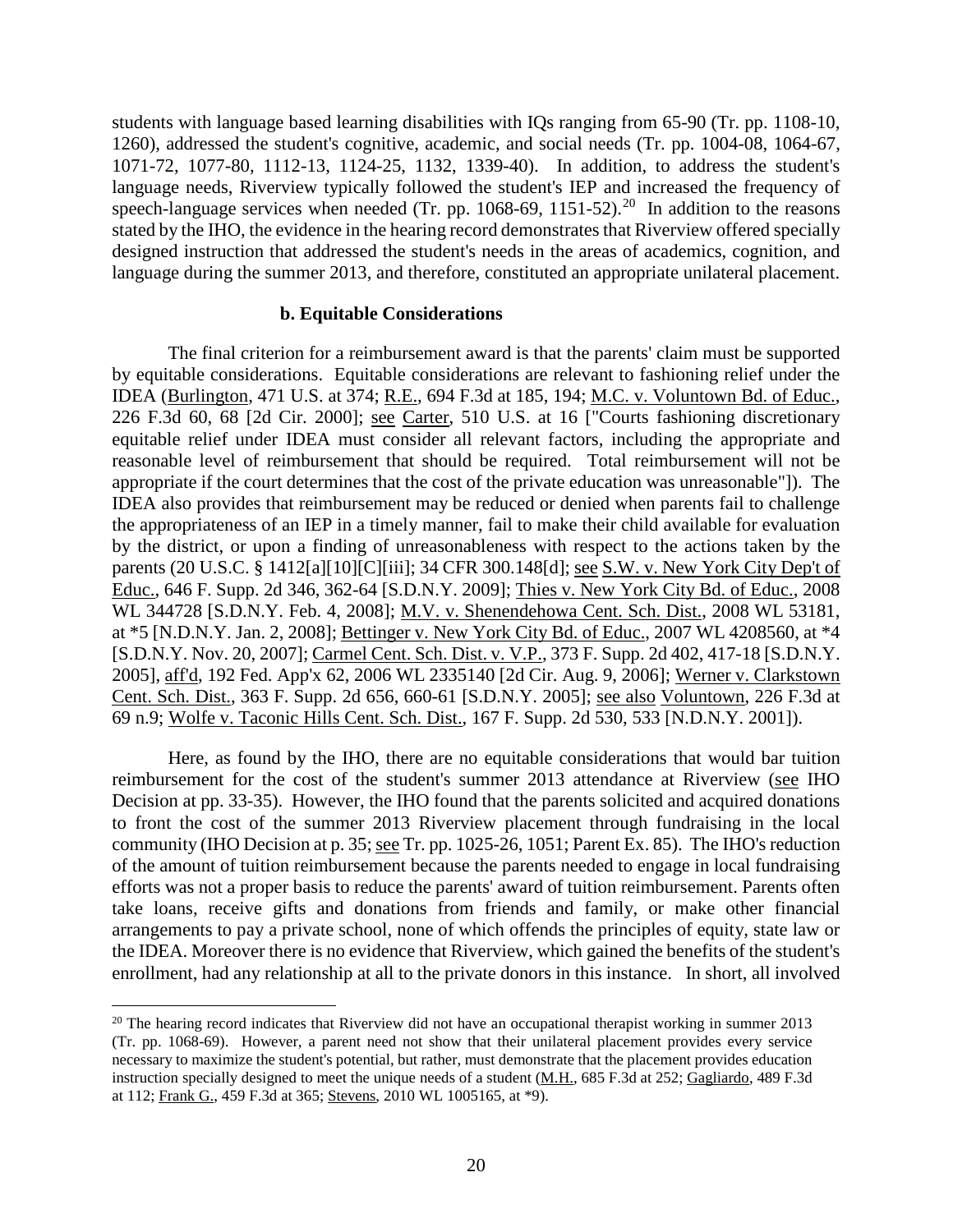students with language based learning disabilities with IQs ranging from 65-90 (Tr. pp. 1108-10, 1260), addressed the student's cognitive, academic, and social needs (Tr. pp. 1004-08, 1064-67, 1071-72, 1077-80, 1112-13, 1124-25, 1132, 1339-40). In addition, to address the student's language needs, Riverview typically followed the student's IEP and increased the frequency of speech-language services when needed (Tr. pp. 1068-69, 1151-52).[20] In addition to the reasons stated by the IHO, the evidence in the hearing record demonstrates that Riverview offered specially designed instruction that addressed the student's needs in the areas of academics, cognition, and language during the summer 2013, and therefore, constituted an appropriate unilateral placement.

**b. Equitable Considerations**

The final criterion for a reimbursement award is that the parents' claim must be supported by equitable considerations. Equitable considerations are relevant to fashioning relief under the IDEA (Burlington, 471 U.S. at 374; R.E., 694 F.3d at 185, 194; M.C. v. Voluntown Bd. of Educ., 226 F.3d 60, 68 [2d Cir. 2000]; see Carter, 510 U.S. at 16 ["Courts fashioning discretionary equitable relief under IDEA must consider all relevant factors, including the appropriate and reasonable level of reimbursement that should be required. Total reimbursement will not be appropriate if the court determines that the cost of the private education was unreasonable"]). The IDEA also provides that reimbursement may be reduced or denied when parents fail to challenge the appropriateness of an IEP in a timely manner, fail to make their child available for evaluation by the district, or upon a finding of unreasonableness with respect to the actions taken by the parents (20 U.S.C. § 1412[a][10][C][iii]; 34 CFR 300.148[d]; see S.W. v. New York City Dep't of Educ., 646 F. Supp. 2d 346, 362-64 [S.D.N.Y. 2009]; Thies v. New York City Bd. of Educ., 2008 WL 344728 [S.D.N.Y. Feb. 4, 2008]; M.V. v. Shenendehowa Cent. Sch. Dist., 2008 WL 53181, at *5 [N.D.N.Y. Jan. 2, 2008]; Bettinger v. New York City Bd. of Educ., 2007 WL 4208560, at *4 [S.D.N.Y. Nov. 20, 2007]; Carmel Cent. Sch. Dist. v. V.P., 373 F. Supp. 2d 402, 417-18 [S.D.N.Y. 2005], aff'd, 192 Fed. App'x 62, 2006 WL 2335140 [2d Cir. Aug. 9, 2006]; Werner v. Clarkstown Cent. Sch. Dist., 363 F. Supp. 2d 656, 660-61 [S.D.N.Y. 2005]; see also Voluntown, 226 F.3d at 69 n.9; Wolfe v. Taconic Hills Cent. Sch. Dist., 167 F. Supp. 2d 530, 533 [N.D.N.Y. 2001]).

Here, as found by the IHO, there are no equitable considerations that would bar tuition reimbursement for the cost of the student's summer 2013 attendance at Riverview (see IHO Decision at pp. 33-35). However, the IHO found that the parents solicited and acquired donations to front the cost of the summer 2013 Riverview placement through fundraising in the local community (IHO Decision at p. 35; see Tr. pp. 1025-26, 1051; Parent Ex. 85). The IHO's reduction of the amount of tuition reimbursement because the parents needed to engage in local fundraising efforts was not a proper basis to reduce the parents' award of tuition reimbursement. Parents often take loans, receive gifts and donations from friends and family, or make other financial arrangements to pay a private school, none of which offends the principles of equity, state law or the IDEA. Moreover there is no evidence that Riverview, which gained the benefits of the student's enrollment, had any relationship at all to the private donors in this instance. In short, all involved

[20] The hearing record indicates that Riverview did not have an occupational therapist working in summer 2013 (Tr. pp. 1068-69). However, a parent need not show that their unilateral placement provides every service necessary to maximize the student's potential, but rather, must demonstrate that the placement provides education instruction specially designed to meet the unique needs of a student (M.H., 685 F.3d at 252; Gagliardo, 489 F.3d at 112; Frank G., 459 F.3d at 365; Stevens, 2010 WL 1005165, at *9).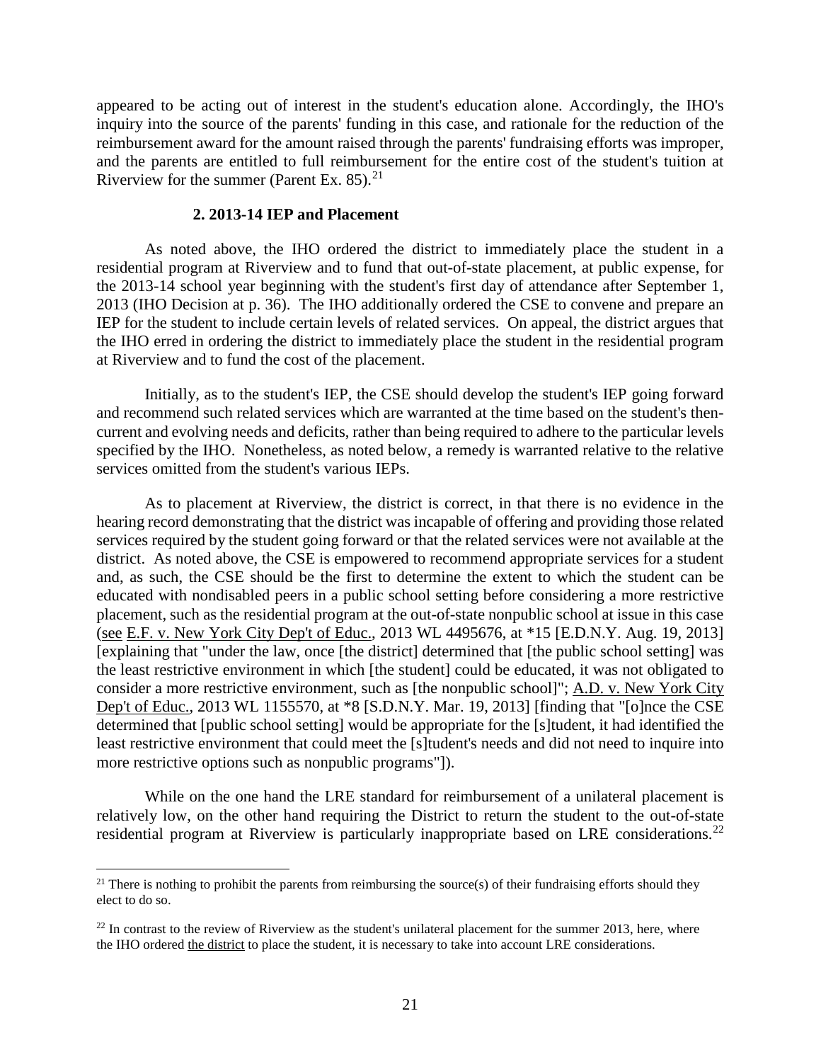appeared to be acting out of interest in the student's education alone. Accordingly, the IHO's inquiry into the source of the parents' funding in this case, and rationale for the reduction of the reimbursement award for the amount raised through the parents' fundraising efforts was improper, and the parents are entitled to full reimbursement for the entire cost of the student's tuition at Riverview for the summer (Parent Ex. 85).[21]

#### 2. 2013-14 IEP and Placement

As noted above, the IHO ordered the district to immediately place the student in a residential program at Riverview and to fund that out-of-state placement, at public expense, for the 2013-14 school year beginning with the student's first day of attendance after September 1, 2013 (IHO Decision at p. 36). The IHO additionally ordered the CSE to convene and prepare an IEP for the student to include certain levels of related services. On appeal, the district argues that the IHO erred in ordering the district to immediately place the student in the residential program at Riverview and to fund the cost of the placement.

Initially, as to the student's IEP, the CSE should develop the student's IEP going forward and recommend such related services which are warranted at the time based on the student's then-current and evolving needs and deficits, rather than being required to adhere to the particular levels specified by the IHO. Nonetheless, as noted below, a remedy is warranted relative to the relative services omitted from the student's various IEPs.

As to placement at Riverview, the district is correct, in that there is no evidence in the hearing record demonstrating that the district was incapable of offering and providing those related services required by the student going forward or that the related services were not available at the district. As noted above, the CSE is empowered to recommend appropriate services for a student and, as such, the CSE should be the first to determine the extent to which the student can be educated with nondisabled peers in a public school setting before considering a more restrictive placement, such as the residential program at the out-of-state nonpublic school at issue in this case (see E.F. v. New York City Dep't of Educ., 2013 WL 4495676, at *15 [E.D.N.Y. Aug. 19, 2013] [explaining that "under the law, once [the district] determined that [the public school setting] was the least restrictive environment in which [the student] could be educated, it was not obligated to consider a more restrictive environment, such as [the nonpublic school]"; A.D. v. New York City Dep't of Educ., 2013 WL 1155570, at *8 [S.D.N.Y. Mar. 19, 2013] [finding that "[o]nce the CSE determined that [public school setting] would be appropriate for the [s]tudent, it had identified the least restrictive environment that could meet the [s]tudent's needs and did not need to inquire into more restrictive options such as nonpublic programs"]).

While on the one hand the LRE standard for reimbursement of a unilateral placement is relatively low, on the other hand requiring the District to return the student to the out-of-state residential program at Riverview is particularly inappropriate based on LRE considerations.[22]

---

[21] There is nothing to prohibit the parents from reimbursing the source(s) of their fundraising efforts should they elect to do so.

[22] In contrast to the review of Riverview as the student's unilateral placement for the summer 2013, here, where the IHO ordered the district to place the student, it is necessary to take into account LRE considerations.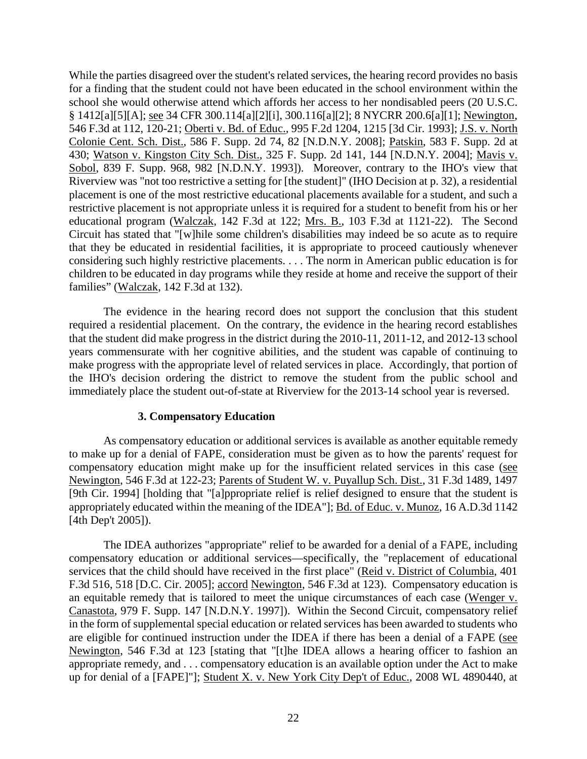While the parties disagreed over the student's related services, the hearing record provides no basis for a finding that the student could not have been educated in the school environment within the school she would otherwise attend which affords her access to her nondisabled peers (20 U.S.C. § 1412[a][5][A]; see 34 CFR 300.114[a][2][i], 300.116[a][2]; 8 NYCRR 200.6[a][1]; Newington, 546 F.3d at 112, 120-21; Oberti v. Bd. of Educ., 995 F.2d 1204, 1215 [3d Cir. 1993]; J.S. v. North Colonie Cent. Sch. Dist., 586 F. Supp. 2d 74, 82 [N.D.N.Y. 2008]; Patskin, 583 F. Supp. 2d at 430; Watson v. Kingston City Sch. Dist., 325 F. Supp. 2d 141, 144 [N.D.N.Y. 2004]; Mavis v. Sobol, 839 F. Supp. 968, 982 [N.D.N.Y. 1993]). Moreover, contrary to the IHO's view that Riverview was "not too restrictive a setting for [the student]" (IHO Decision at p. 32), a residential placement is one of the most restrictive educational placements available for a student, and such a restrictive placement is not appropriate unless it is required for a student to benefit from his or her educational program (Walczak, 142 F.3d at 122; Mrs. B., 103 F.3d at 1121-22). The Second Circuit has stated that "[w]hile some children's disabilities may indeed be so acute as to require that they be educated in residential facilities, it is appropriate to proceed cautiously whenever considering such highly restrictive placements. . . . The norm in American public education is for children to be educated in day programs while they reside at home and receive the support of their families" (Walczak, 142 F.3d at 132).

The evidence in the hearing record does not support the conclusion that this student required a residential placement. On the contrary, the evidence in the hearing record establishes that the student did make progress in the district during the 2010-11, 2011-12, and 2012-13 school years commensurate with her cognitive abilities, and the student was capable of continuing to make progress with the appropriate level of related services in place. Accordingly, that portion of the IHO's decision ordering the district to remove the student from the public school and immediately place the student out-of-state at Riverview for the 2013-14 school year is reversed.

### 3. Compensatory Education

As compensatory education or additional services is available as another equitable remedy to make up for a denial of FAPE, consideration must be given as to how the parents' request for compensatory education might make up for the insufficient related services in this case (see Newington, 546 F.3d at 122-23; Parents of Student W. v. Puyallup Sch. Dist., 31 F.3d 1489, 1497 [9th Cir. 1994] [holding that "[a]ppropriate relief is relief designed to ensure that the student is appropriately educated within the meaning of the IDEA"]; Bd. of Educ. v. Munoz, 16 A.D.3d 1142 [4th Dep't 2005]).

The IDEA authorizes "appropriate" relief to be awarded for a denial of a FAPE, including compensatory education or additional services—specifically, the "replacement of educational services that the child should have received in the first place" (Reid v. District of Columbia, 401 F.3d 516, 518 [D.C. Cir. 2005]; accord Newington, 546 F.3d at 123). Compensatory education is an equitable remedy that is tailored to meet the unique circumstances of each case (Wenger v. Canastota, 979 F. Supp. 147 [N.D.N.Y. 1997]). Within the Second Circuit, compensatory relief in the form of supplemental special education or related services has been awarded to students who are eligible for continued instruction under the IDEA if there has been a denial of a FAPE (see Newington, 546 F.3d at 123 [stating that "[t]he IDEA allows a hearing officer to fashion an appropriate remedy, and . . . compensatory education is an available option under the Act to make up for denial of a [FAPE]"]; Student X. v. New York City Dep't of Educ., 2008 WL 4890440, at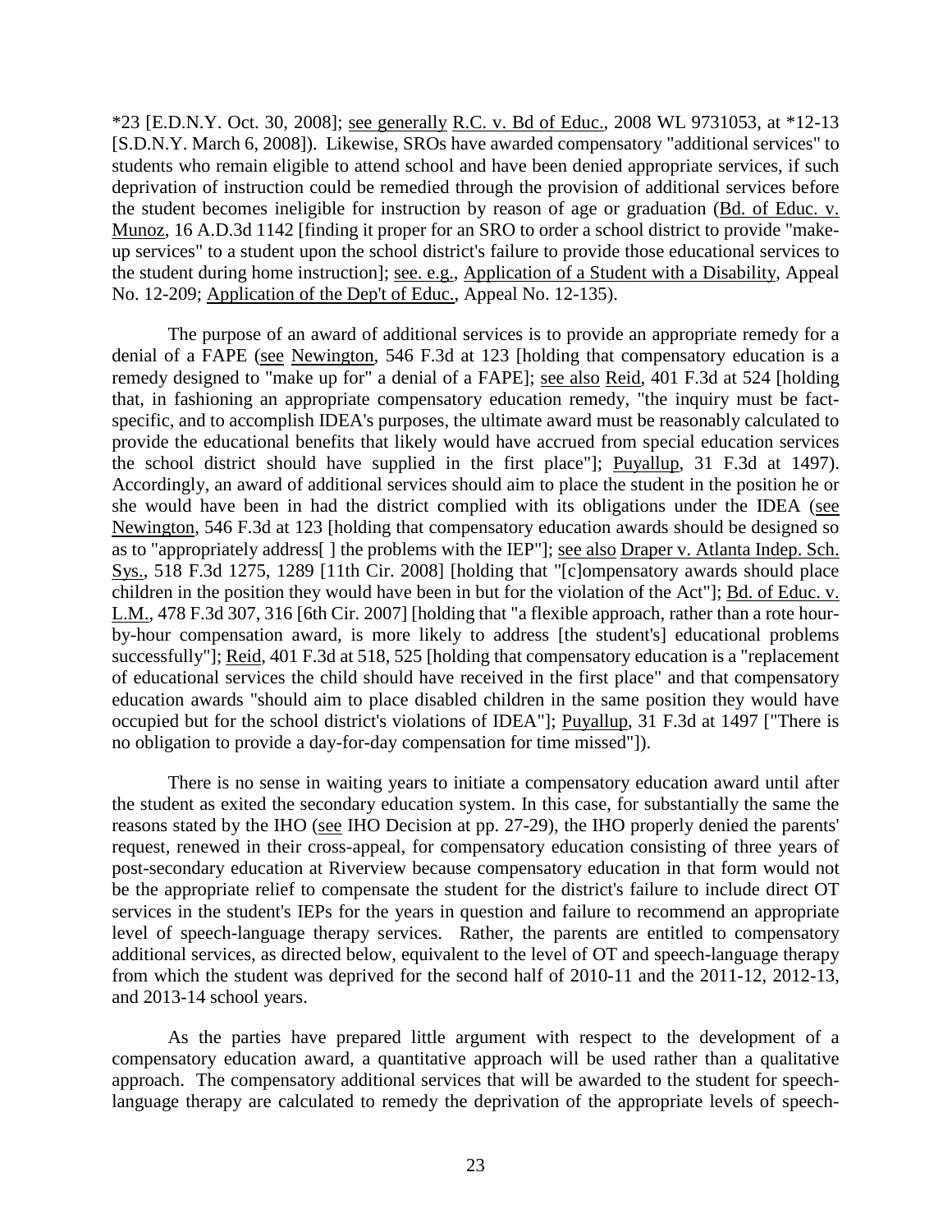*23 [E.D.N.Y. Oct. 30, 2008]; see generally R.C. v. Bd of Educ., 2008 WL 9731053, at *12-13 [S.D.N.Y. March 6, 2008]). Likewise, SROs have awarded compensatory "additional services" to students who remain eligible to attend school and have been denied appropriate services, if such deprivation of instruction could be remedied through the provision of additional services before the student becomes ineligible for instruction by reason of age or graduation (Bd. of Educ. v. Munoz, 16 A.D.3d 1142 [finding it proper for an SRO to order a school district to provide "make-up services" to a student upon the school district's failure to provide those educational services to the student during home instruction]; see. e.g., Application of a Student with a Disability, Appeal No. 12-209; Application of the Dep't of Educ., Appeal No. 12-135).

The purpose of an award of additional services is to provide an appropriate remedy for a denial of a FAPE (see Newington, 546 F.3d at 123 [holding that compensatory education is a remedy designed to "make up for" a denial of a FAPE]; see also Reid, 401 F.3d at 524 [holding that, in fashioning an appropriate compensatory education remedy, "the inquiry must be fact-specific, and to accomplish IDEA's purposes, the ultimate award must be reasonably calculated to provide the educational benefits that likely would have accrued from special education services the school district should have supplied in the first place"]; Puyallup, 31 F.3d at 1497). Accordingly, an award of additional services should aim to place the student in the position he or she would have been in had the district complied with its obligations under the IDEA (see Newington, 546 F.3d at 123 [holding that compensatory education awards should be designed so as to "appropriately address[ ] the problems with the IEP"]; see also Draper v. Atlanta Indep. Sch. Sys., 518 F.3d 1275, 1289 [11th Cir. 2008] [holding that "[c]ompensatory awards should place children in the position they would have been in but for the violation of the Act"]; Bd. of Educ. v. L.M., 478 F.3d 307, 316 [6th Cir. 2007] [holding that "a flexible approach, rather than a rote hour-by-hour compensation award, is more likely to address [the student's] educational problems successfully"]; Reid, 401 F.3d at 518, 525 [holding that compensatory education is a "replacement of educational services the child should have received in the first place" and that compensatory education awards "should aim to place disabled children in the same position they would have occupied but for the school district's violations of IDEA"]; Puyallup, 31 F.3d at 1497 ["There is no obligation to provide a day-for-day compensation for time missed"]).

There is no sense in waiting years to initiate a compensatory education award until after the student as exited the secondary education system. In this case, for substantially the same the reasons stated by the IHO (see IHO Decision at pp. 27-29), the IHO properly denied the parents' request, renewed in their cross-appeal, for compensatory education consisting of three years of post-secondary education at Riverview because compensatory education in that form would not be the appropriate relief to compensate the student for the district's failure to include direct OT services in the student's IEPs for the years in question and failure to recommend an appropriate level of speech-language therapy services. Rather, the parents are entitled to compensatory additional services, as directed below, equivalent to the level of OT and speech-language therapy from which the student was deprived for the second half of 2010-11 and the 2011-12, 2012-13, and 2013-14 school years.

As the parties have prepared little argument with respect to the development of a compensatory education award, a quantitative approach will be used rather than a qualitative approach. The compensatory additional services that will be awarded to the student for speech-language therapy are calculated to remedy the deprivation of the appropriate levels of speech-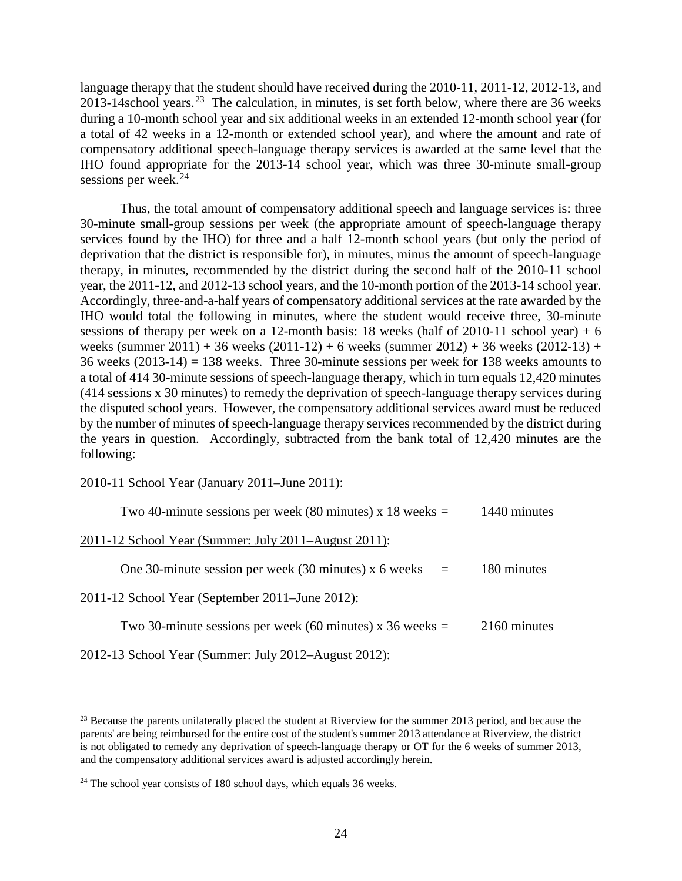language therapy that the student should have received during the 2010-11, 2011-12, 2012-13, and 2013-14school years.[23] The calculation, in minutes, is set forth below, where there are 36 weeks during a 10-month school year and six additional weeks in an extended 12-month school year (for a total of 42 weeks in a 12-month or extended school year), and where the amount and rate of compensatory additional speech-language therapy services is awarded at the same level that the IHO found appropriate for the 2013-14 school year, which was three 30-minute small-group sessions per week.[24]

Thus, the total amount of compensatory additional speech and language services is: three 30-minute small-group sessions per week (the appropriate amount of speech-language therapy services found by the IHO) for three and a half 12-month school years (but only the period of deprivation that the district is responsible for), in minutes, minus the amount of speech-language therapy, in minutes, recommended by the district during the second half of the 2010-11 school year, the 2011-12, and 2012-13 school years, and the 10-month portion of the 2013-14 school year. Accordingly, three-and-a-half years of compensatory additional services at the rate awarded by the IHO would total the following in minutes, where the student would receive three, 30-minute sessions of therapy per week on a 12-month basis: 18 weeks (half of 2010-11 school year) + 6 weeks (summer 2011) + 36 weeks (2011-12) + 6 weeks (summer 2012) + 36 weeks (2012-13) + 36 weeks (2013-14) = 138 weeks. Three 30-minute sessions per week for 138 weeks amounts to a total of 414 30-minute sessions of speech-language therapy, which in turn equals 12,420 minutes (414 sessions x 30 minutes) to remedy the deprivation of speech-language therapy services during the disputed school years. However, the compensatory additional services award must be reduced by the number of minutes of speech-language therapy services recommended by the district during the years in question. Accordingly, subtracted from the bank total of 12,420 minutes are the following:

<u>2010-11 School Year (January 2011–June 2011)</u>:

Two 40-minute sessions per week (80 minutes) x 18 weeks = 1440 minutes

<u>2011-12 School Year (Summer: July 2011–August 2011)</u>:

One 30-minute session per week (30 minutes) x 6 weeks = 180 minutes

<u>2011-12 School Year (September 2011–June 2012)</u>:

Two 30-minute sessions per week (60 minutes) x 36 weeks = 2160 minutes

<u>2012-13 School Year (Summer: July 2012–August 2012)</u>:

---

[23] Because the parents unilaterally placed the student at Riverview for the summer 2013 period, and because the parents' are being reimbursed for the entire cost of the student's summer 2013 attendance at Riverview, the district is not obligated to remedy any deprivation of speech-language therapy or OT for the 6 weeks of summer 2013, and the compensatory additional services award is adjusted accordingly herein.

[24] The school year consists of 180 school days, which equals 36 weeks.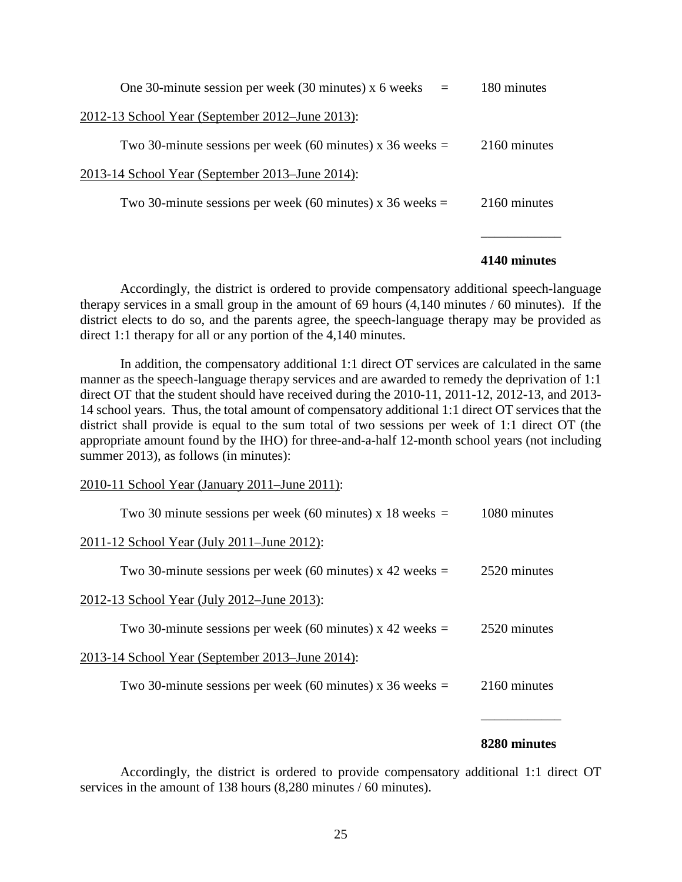One 30-minute session per week (30 minutes) x 6 weeks = 180 minutes

<u>2012-13 School Year (September 2012–June 2013)</u>:

Two 30-minute sessions per week (60 minutes) x 36 weeks = 2160 minutes

<u>2013-14 School Year (September 2013–June 2014)</u>:

Two 30-minute sessions per week (60 minutes) x 36 weeks = 2160 minutes

____________

**4140 minutes**

Accordingly, the district is ordered to provide compensatory additional speech-language therapy services in a small group in the amount of 69 hours (4,140 minutes / 60 minutes). If the district elects to do so, and the parents agree, the speech-language therapy may be provided as direct 1:1 therapy for all or any portion of the 4,140 minutes.

In addition, the compensatory additional 1:1 direct OT services are calculated in the same manner as the speech-language therapy services and are awarded to remedy the deprivation of 1:1 direct OT that the student should have received during the 2010-11, 2011-12, 2012-13, and 2013-14 school years. Thus, the total amount of compensatory additional 1:1 direct OT services that the district shall provide is equal to the sum total of two sessions per week of 1:1 direct OT (the appropriate amount found by the IHO) for three-and-a-half 12-month school years (not including summer 2013), as follows (in minutes):

<u>2010-11 School Year (January 2011–June 2011)</u>:

Two 30 minute sessions per week (60 minutes) x 18 weeks = 1080 minutes

<u>2011-12 School Year (July 2011–June 2012)</u>:

Two 30-minute sessions per week (60 minutes) x 42 weeks = 2520 minutes

<u>2012-13 School Year (July 2012–June 2013)</u>:

Two 30-minute sessions per week (60 minutes) x 42 weeks = 2520 minutes

<u>2013-14 School Year (September 2013–June 2014)</u>:

Two 30-minute sessions per week (60 minutes) x 36 weeks = 2160 minutes

____________

**8280 minutes**

Accordingly, the district is ordered to provide compensatory additional 1:1 direct OT services in the amount of 138 hours (8,280 minutes / 60 minutes).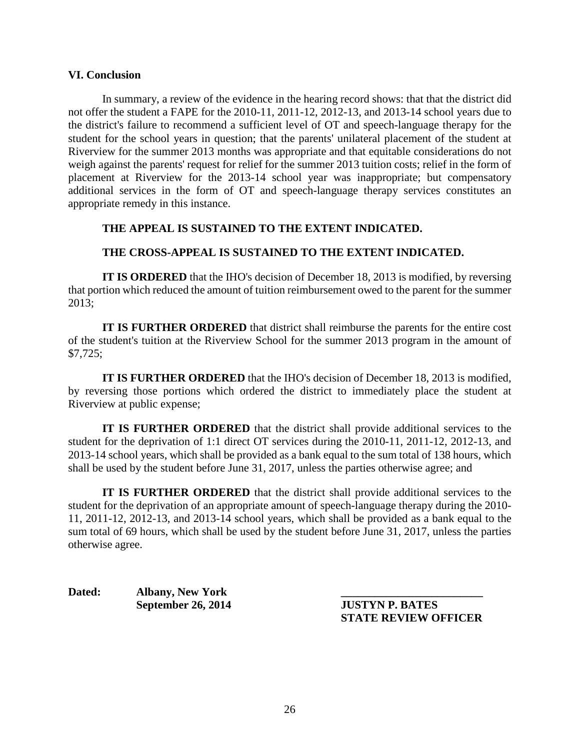## VI. Conclusion

In summary, a review of the evidence in the hearing record shows: that that the district did not offer the student a FAPE for the 2010-11, 2011-12, 2012-13, and 2013-14 school years due to the district's failure to recommend a sufficient level of OT and speech-language therapy for the student for the school years in question; that the parents' unilateral placement of the student at Riverview for the summer 2013 months was appropriate and that equitable considerations do not weigh against the parents' request for relief for the summer 2013 tuition costs; relief in the form of placement at Riverview for the 2013-14 school year was inappropriate; but compensatory additional services in the form of OT and speech-language therapy services constitutes an appropriate remedy in this instance.

**THE APPEAL IS SUSTAINED TO THE EXTENT INDICATED.**

**THE CROSS-APPEAL IS SUSTAINED TO THE EXTENT INDICATED.**

**IT IS ORDERED** that the IHO's decision of December 18, 2013 is modified, by reversing that portion which reduced the amount of tuition reimbursement owed to the parent for the summer 2013;

**IT IS FURTHER ORDERED** that district shall reimburse the parents for the entire cost of the student's tuition at the Riverview School for the summer 2013 program in the amount of $7,725;

**IT IS FURTHER ORDERED** that the IHO's decision of December 18, 2013 is modified, by reversing those portions which ordered the district to immediately place the student at Riverview at public expense;

**IT IS FURTHER ORDERED** that the district shall provide additional services to the student for the deprivation of 1:1 direct OT services during the 2010-11, 2011-12, 2012-13, and 2013-14 school years, which shall be provided as a bank equal to the sum total of 138 hours, which shall be used by the student before June 31, 2017, unless the parties otherwise agree; and

**IT IS FURTHER ORDERED** that the district shall provide additional services to the student for the deprivation of an appropriate amount of speech-language therapy during the 2010-11, 2011-12, 2012-13, and 2013-14 school years, which shall be provided as a bank equal to the sum total of 69 hours, which shall be used by the student before June 31, 2017, unless the parties otherwise agree.

**Dated:** **Albany, New York**
**September 26, 2014**

**JUSTYN P. BATES**
**STATE REVIEW OFFICER**